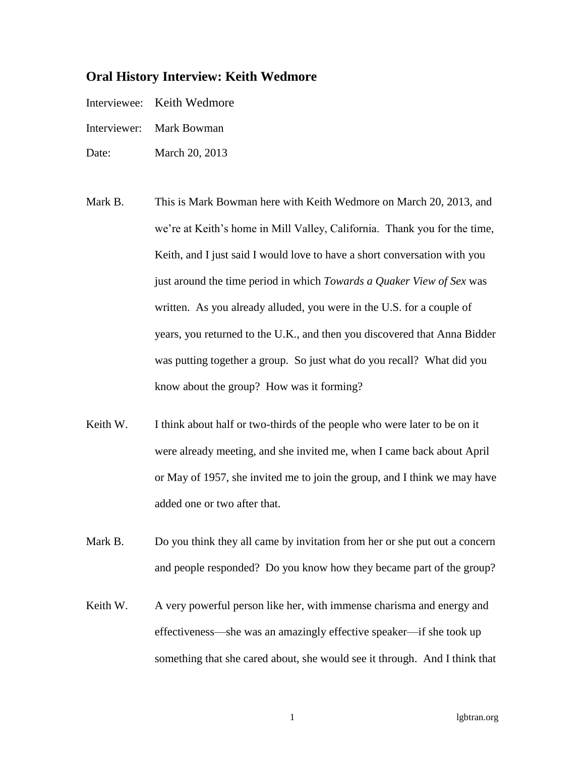## Oral History Interview: Keith Wedmore

Interviewee: Keith Wedmore

Interviewer: Mark Bowman

Date: March 20, 2013

Mark B. This is Mark Bowman here with Keith Wedmore on March 20, 2013, and we're at Keith's home in Mill Valley, California. Thank you for the time, Keith, and I just said I would love to have a short conversation with you just around the time period in which *Towards a Quaker View of Sex* was written. As you already alluded, you were in the U.S. for a couple of years, you returned to the U.K., and then you discovered that Anna Bidder was putting together a group. So just what do you recall? What did you know about the group? How was it forming?

Keith W. I think about half or two-thirds of the people who were later to be on it were already meeting, and she invited me, when I came back about April or May of 1957, she invited me to join the group, and I think we may have added one or two after that.

Mark B. Do you think they all came by invitation from her or she put out a concern and people responded? Do you know how they became part of the group?

Keith W. A very powerful person like her, with immense charisma and energy and effectiveness—she was an amazingly effective speaker—if she took up something that she cared about, she would see it through. And I think that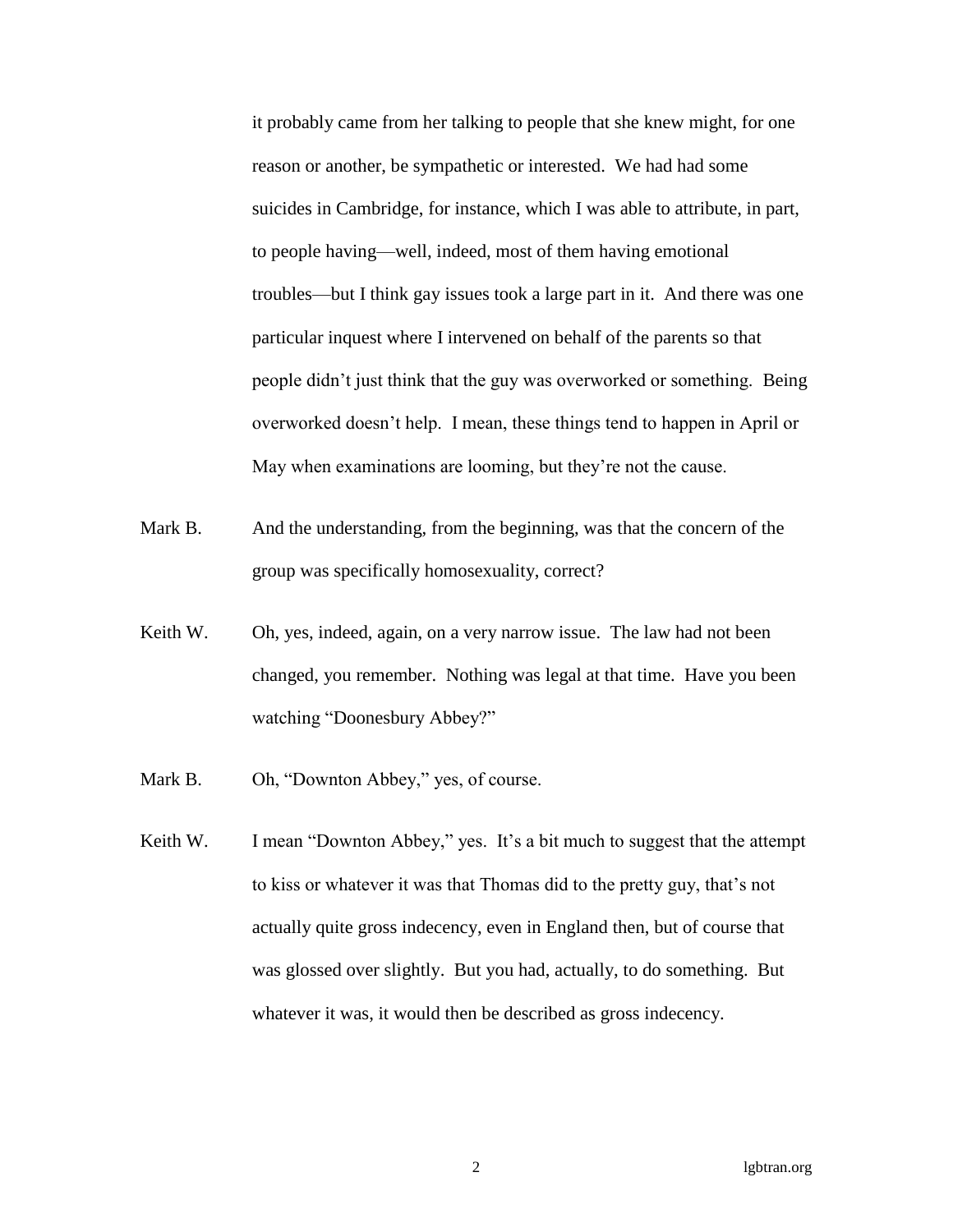it probably came from her talking to people that she knew might, for one reason or another, be sympathetic or interested. We had had some suicides in Cambridge, for instance, which I was able to attribute, in part, to people having—well, indeed, most of them having emotional troubles—but I think gay issues took a large part in it. And there was one particular inquest where I intervened on behalf of the parents so that people didn't just think that the guy was overworked or something. Being overworked doesn't help. I mean, these things tend to happen in April or May when examinations are looming, but they're not the cause.

Mark B. And the understanding, from the beginning, was that the concern of the group was specifically homosexuality, correct?

Keith W. Oh, yes, indeed, again, on a very narrow issue. The law had not been changed, you remember. Nothing was legal at that time. Have you been watching "Doonesbury Abbey?"

Mark B. Oh, "Downton Abbey," yes, of course.

Keith W. I mean "Downton Abbey," yes. It's a bit much to suggest that the attempt to kiss or whatever it was that Thomas did to the pretty guy, that's not actually quite gross indecency, even in England then, but of course that was glossed over slightly. But you had, actually, to do something. But whatever it was, it would then be described as gross indecency.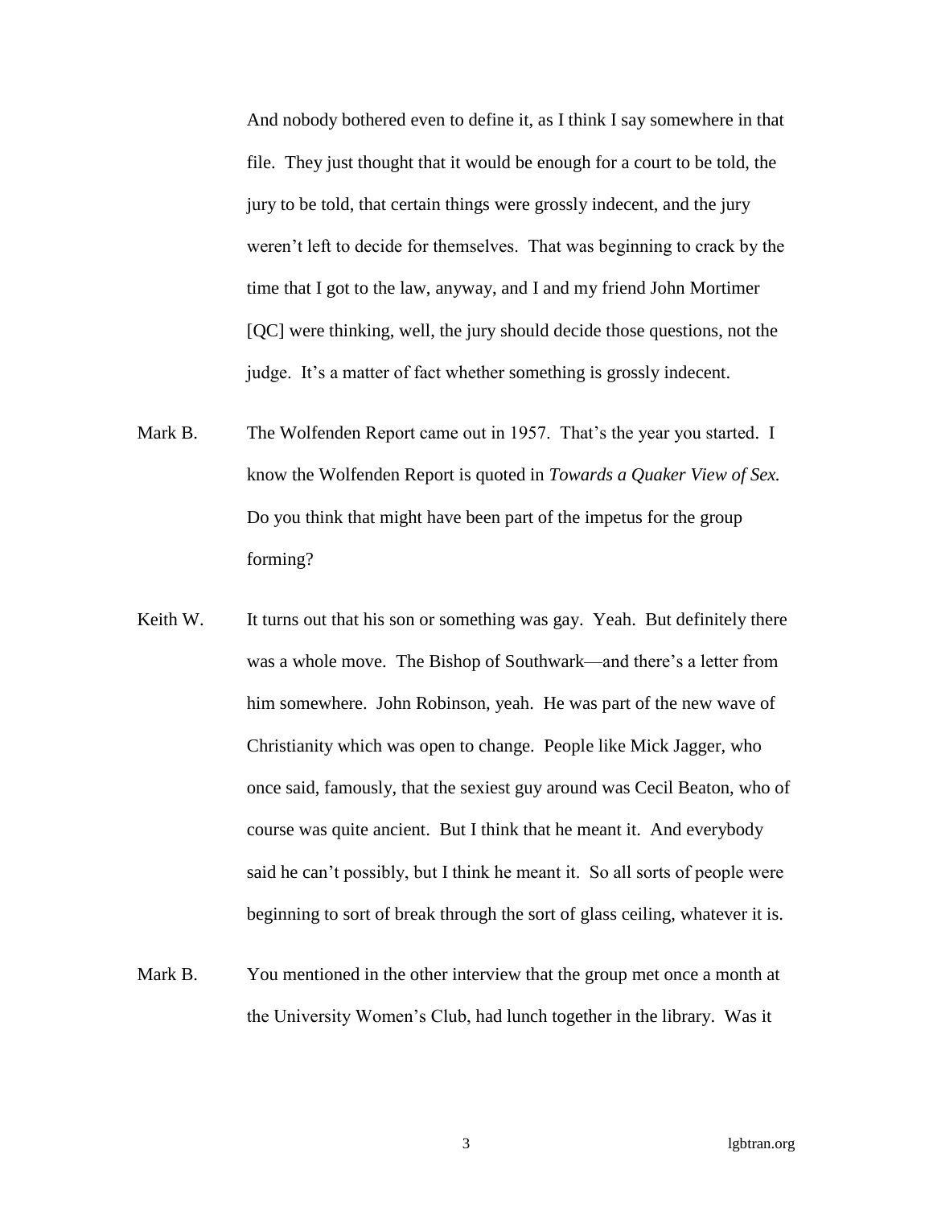And nobody bothered even to define it, as I think I say somewhere in that file. They just thought that it would be enough for a court to be told, the jury to be told, that certain things were grossly indecent, and the jury weren't left to decide for themselves. That was beginning to crack by the time that I got to the law, anyway, and I and my friend John Mortimer [QC] were thinking, well, the jury should decide those questions, not the judge. It's a matter of fact whether something is grossly indecent.

Mark B. The Wolfenden Report came out in 1957. That's the year you started. I know the Wolfenden Report is quoted in *Towards a Quaker View of Sex.* Do you think that might have been part of the impetus for the group forming?

Keith W. It turns out that his son or something was gay. Yeah. But definitely there was a whole move. The Bishop of Southwark—and there's a letter from him somewhere. John Robinson, yeah. He was part of the new wave of Christianity which was open to change. People like Mick Jagger, who once said, famously, that the sexiest guy around was Cecil Beaton, who of course was quite ancient. But I think that he meant it. And everybody said he can't possibly, but I think he meant it. So all sorts of people were beginning to sort of break through the sort of glass ceiling, whatever it is.

Mark B. You mentioned in the other interview that the group met once a month at the University Women's Club, had lunch together in the library. Was it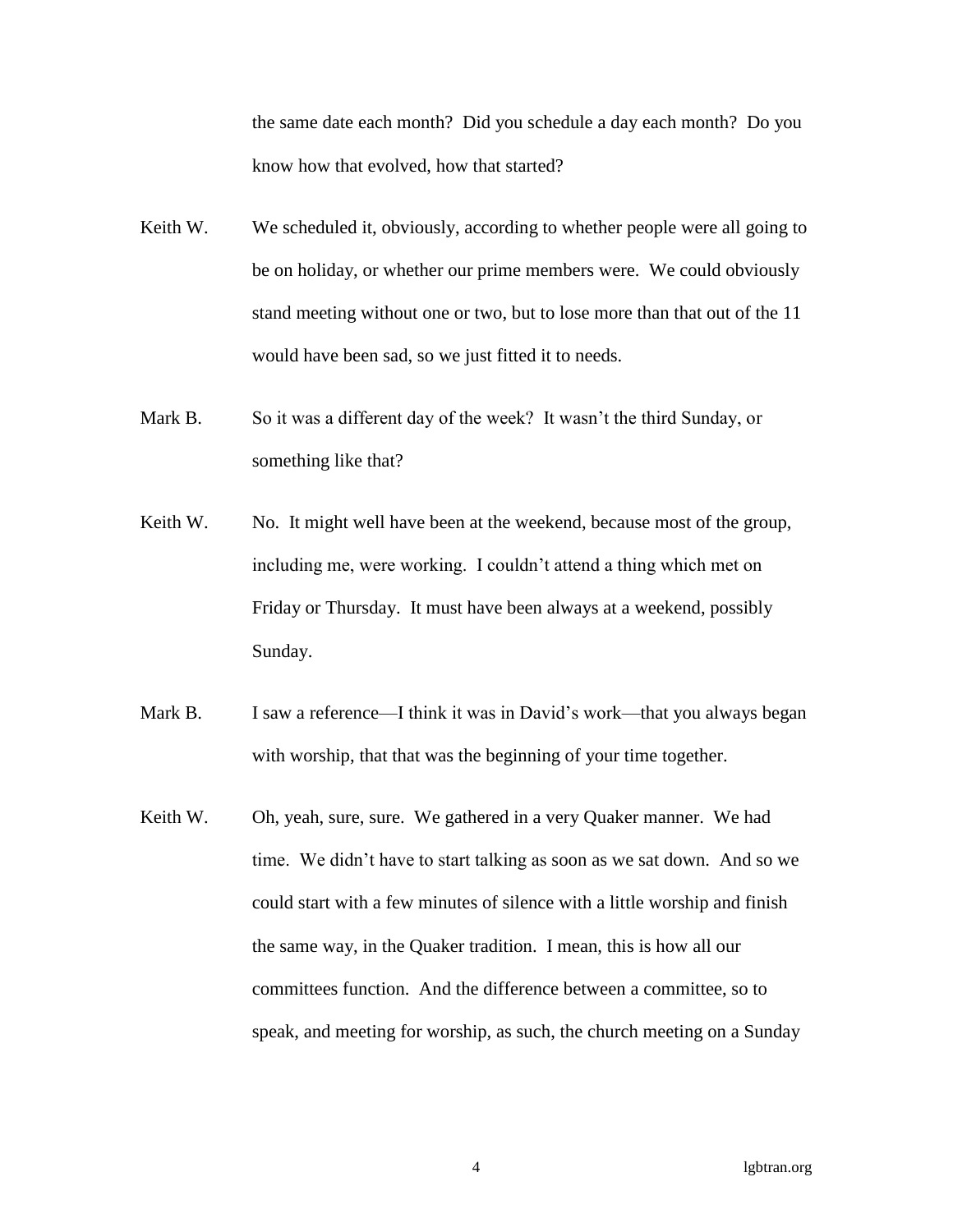the same date each month? Did you schedule a day each month? Do you know how that evolved, how that started?

Keith W. We scheduled it, obviously, according to whether people were all going to be on holiday, or whether our prime members were. We could obviously stand meeting without one or two, but to lose more than that out of the 11 would have been sad, so we just fitted it to needs.

Mark B. So it was a different day of the week? It wasn't the third Sunday, or something like that?

Keith W. No. It might well have been at the weekend, because most of the group, including me, were working. I couldn't attend a thing which met on Friday or Thursday. It must have been always at a weekend, possibly Sunday.

Mark B. I saw a reference—I think it was in David's work—that you always began with worship, that that was the beginning of your time together.

Keith W. Oh, yeah, sure, sure. We gathered in a very Quaker manner. We had time. We didn't have to start talking as soon as we sat down. And so we could start with a few minutes of silence with a little worship and finish the same way, in the Quaker tradition. I mean, this is how all our committees function. And the difference between a committee, so to speak, and meeting for worship, as such, the church meeting on a Sunday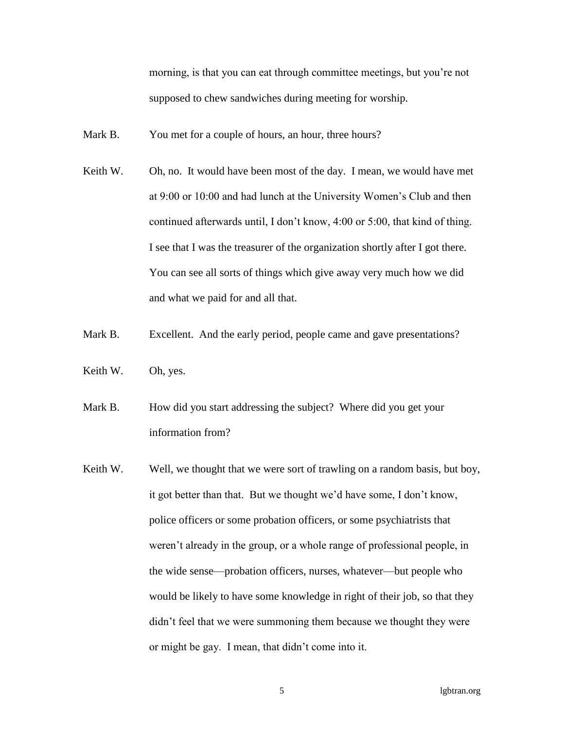morning, is that you can eat through committee meetings, but you're not supposed to chew sandwiches during meeting for worship.

Mark B. You met for a couple of hours, an hour, three hours?

Keith W. Oh, no. It would have been most of the day. I mean, we would have met at 9:00 or 10:00 and had lunch at the University Women's Club and then continued afterwards until, I don't know, 4:00 or 5:00, that kind of thing. I see that I was the treasurer of the organization shortly after I got there. You can see all sorts of things which give away very much how we did and what we paid for and all that.

Mark B. Excellent. And the early period, people came and gave presentations?

Keith W. Oh, yes.

Mark B. How did you start addressing the subject? Where did you get your information from?

Keith W. Well, we thought that we were sort of trawling on a random basis, but boy, it got better than that. But we thought we'd have some, I don't know, police officers or some probation officers, or some psychiatrists that weren't already in the group, or a whole range of professional people, in the wide sense—probation officers, nurses, whatever—but people who would be likely to have some knowledge in right of their job, so that they didn't feel that we were summoning them because we thought they were or might be gay. I mean, that didn't come into it.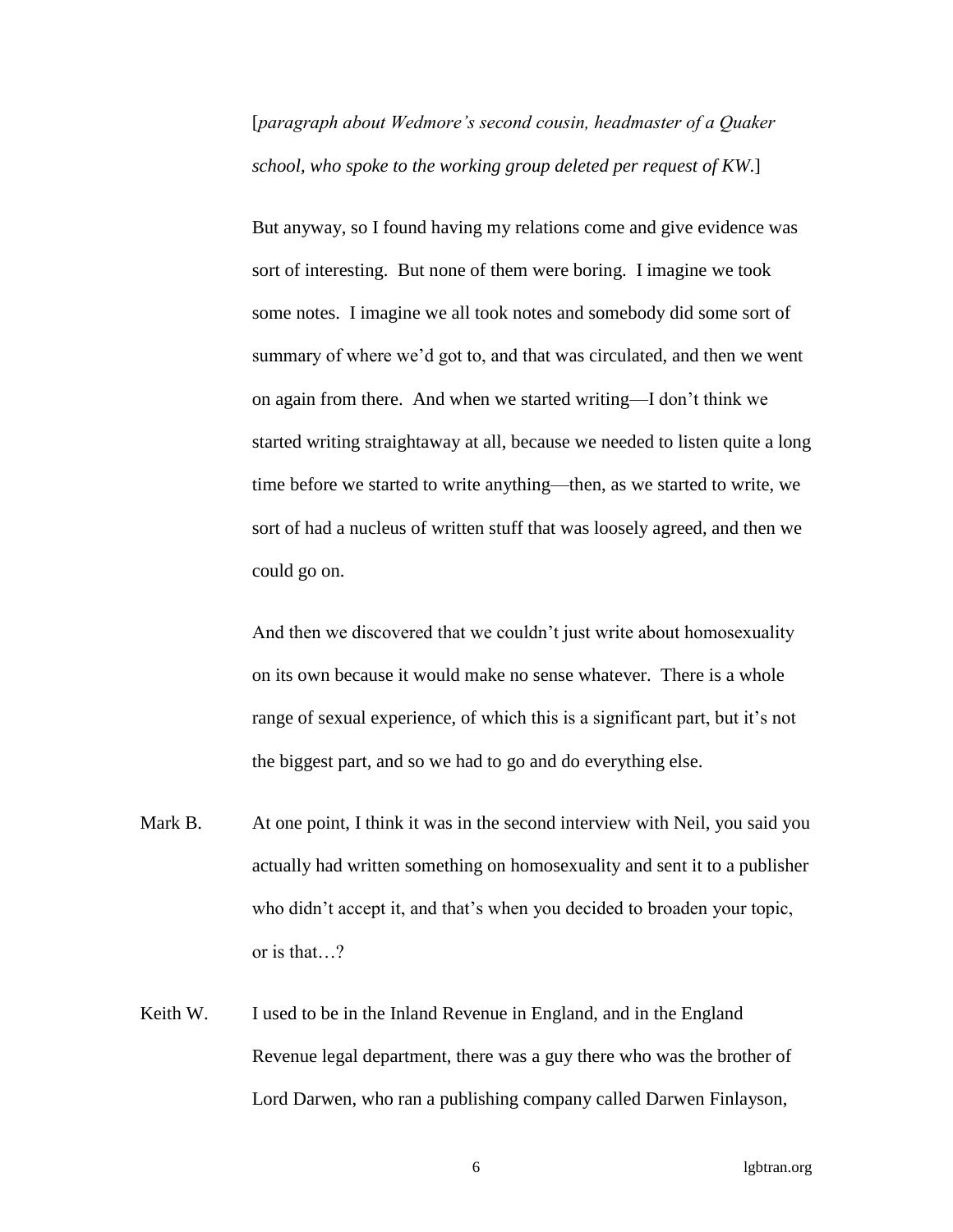[*paragraph about Wedmore's second cousin, headmaster of a Quaker school, who spoke to the working group deleted per request of KW.*]

But anyway, so I found having my relations come and give evidence was sort of interesting. But none of them were boring. I imagine we took some notes. I imagine we all took notes and somebody did some sort of summary of where we'd got to, and that was circulated, and then we went on again from there. And when we started writing—I don't think we started writing straightaway at all, because we needed to listen quite a long time before we started to write anything—then, as we started to write, we sort of had a nucleus of written stuff that was loosely agreed, and then we could go on.

And then we discovered that we couldn't just write about homosexuality on its own because it would make no sense whatever. There is a whole range of sexual experience, of which this is a significant part, but it's not the biggest part, and so we had to go and do everything else.

Mark B. At one point, I think it was in the second interview with Neil, you said you actually had written something on homosexuality and sent it to a publisher who didn't accept it, and that's when you decided to broaden your topic, or is that…?

Keith W. I used to be in the Inland Revenue in England, and in the England Revenue legal department, there was a guy there who was the brother of Lord Darwen, who ran a publishing company called Darwen Finlayson,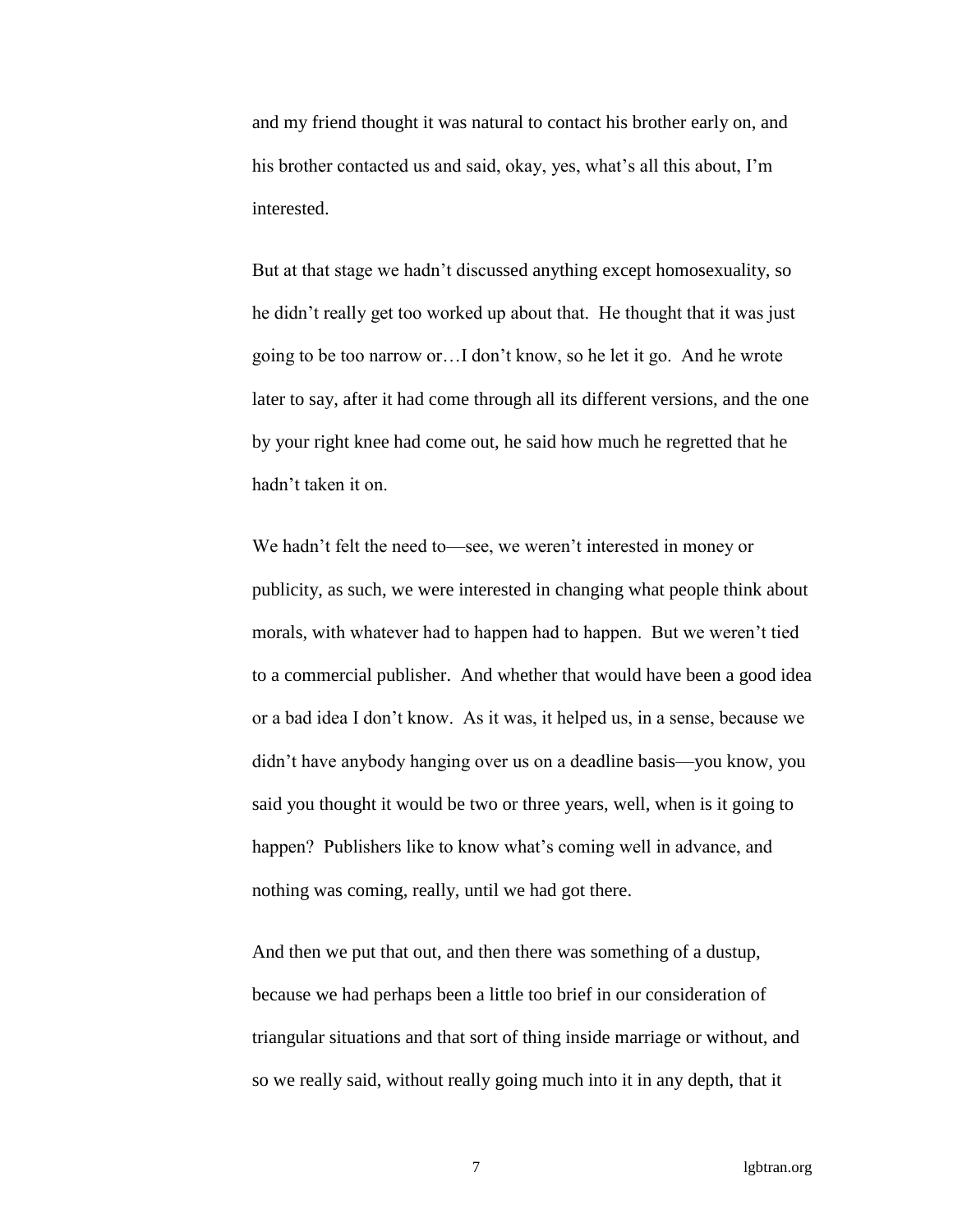and my friend thought it was natural to contact his brother early on, and his brother contacted us and said, okay, yes, what's all this about, I'm interested.

But at that stage we hadn't discussed anything except homosexuality, so he didn't really get too worked up about that. He thought that it was just going to be too narrow or…I don't know, so he let it go. And he wrote later to say, after it had come through all its different versions, and the one by your right knee had come out, he said how much he regretted that he hadn't taken it on.

We hadn't felt the need to—see, we weren't interested in money or publicity, as such, we were interested in changing what people think about morals, with whatever had to happen had to happen. But we weren't tied to a commercial publisher. And whether that would have been a good idea or a bad idea I don't know. As it was, it helped us, in a sense, because we didn't have anybody hanging over us on a deadline basis—you know, you said you thought it would be two or three years, well, when is it going to happen? Publishers like to know what's coming well in advance, and nothing was coming, really, until we had got there.

And then we put that out, and then there was something of a dustup, because we had perhaps been a little too brief in our consideration of triangular situations and that sort of thing inside marriage or without, and so we really said, without really going much into it in any depth, that it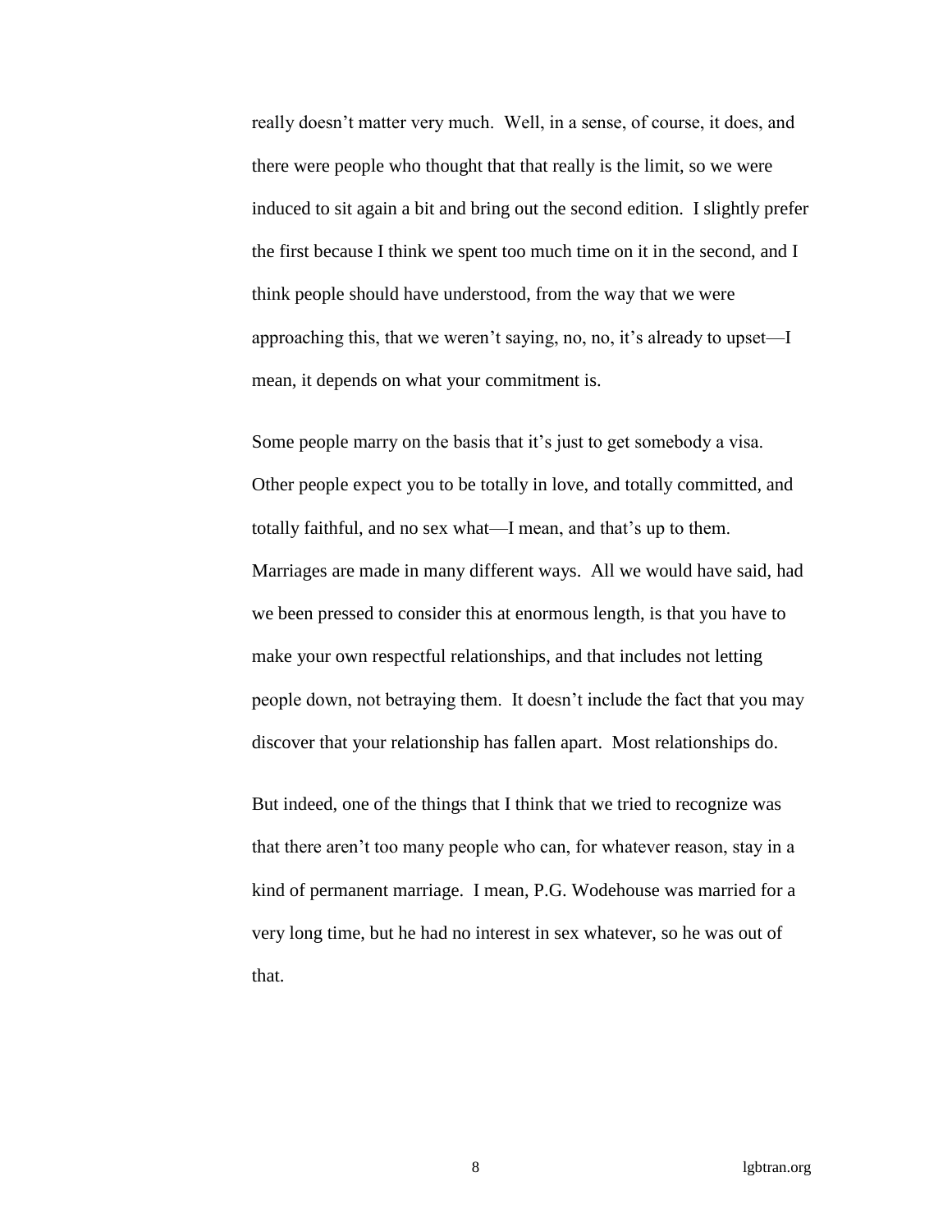really doesn't matter very much. Well, in a sense, of course, it does, and there were people who thought that that really is the limit, so we were induced to sit again a bit and bring out the second edition. I slightly prefer the first because I think we spent too much time on it in the second, and I think people should have understood, from the way that we were approaching this, that we weren't saying, no, no, it's already to upset—I mean, it depends on what your commitment is.

Some people marry on the basis that it's just to get somebody a visa. Other people expect you to be totally in love, and totally committed, and totally faithful, and no sex what—I mean, and that's up to them. Marriages are made in many different ways. All we would have said, had we been pressed to consider this at enormous length, is that you have to make your own respectful relationships, and that includes not letting people down, not betraying them. It doesn't include the fact that you may discover that your relationship has fallen apart. Most relationships do.

But indeed, one of the things that I think that we tried to recognize was that there aren't too many people who can, for whatever reason, stay in a kind of permanent marriage. I mean, P.G. Wodehouse was married for a very long time, but he had no interest in sex whatever, so he was out of that.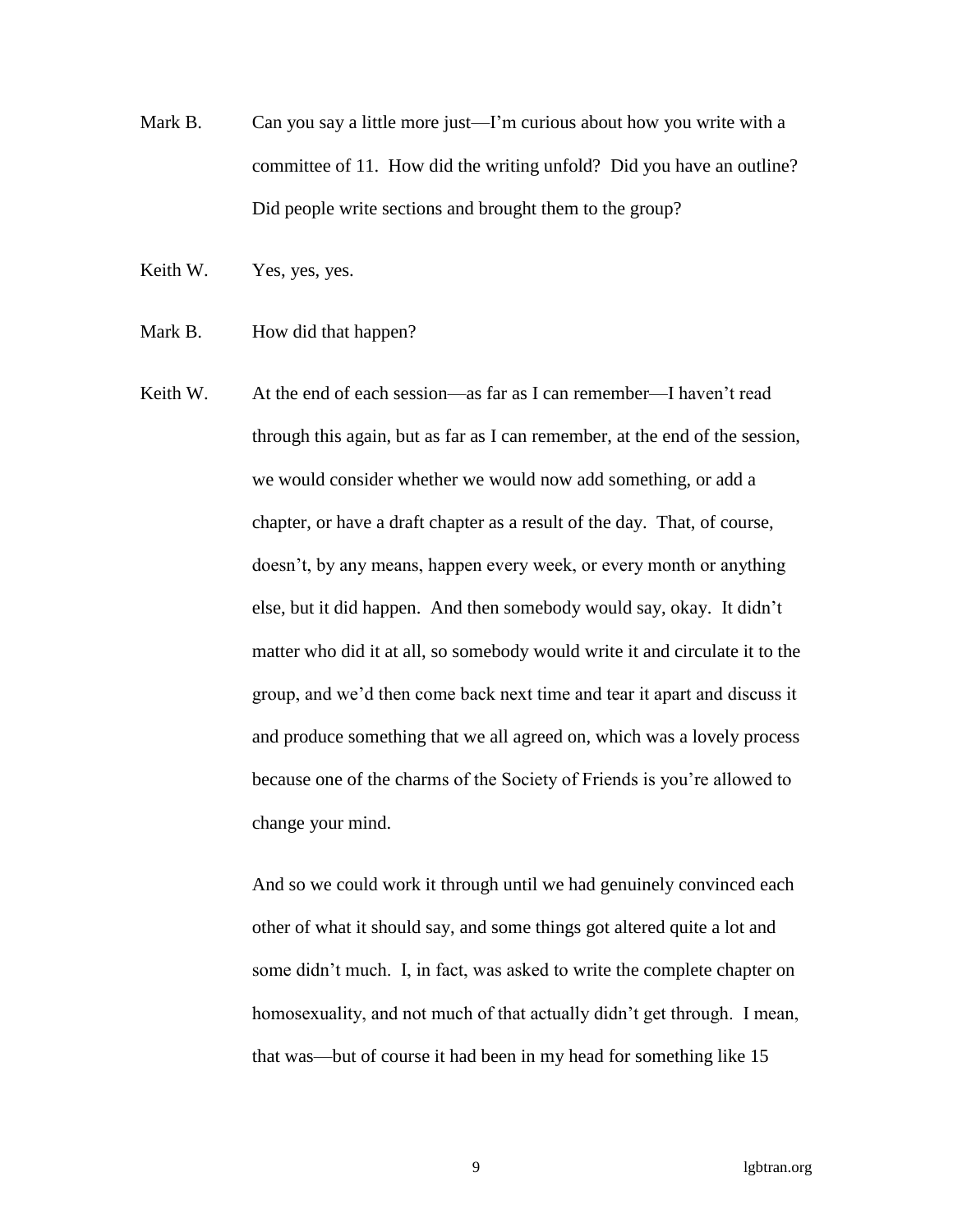Mark B. Can you say a little more just—I'm curious about how you write with a committee of 11. How did the writing unfold? Did you have an outline? Did people write sections and brought them to the group?

Keith W. Yes, yes, yes.

Mark B. How did that happen?

Keith W. At the end of each session—as far as I can remember—I haven't read through this again, but as far as I can remember, at the end of the session, we would consider whether we would now add something, or add a chapter, or have a draft chapter as a result of the day. That, of course, doesn't, by any means, happen every week, or every month or anything else, but it did happen. And then somebody would say, okay. It didn't matter who did it at all, so somebody would write it and circulate it to the group, and we'd then come back next time and tear it apart and discuss it and produce something that we all agreed on, which was a lovely process because one of the charms of the Society of Friends is you're allowed to change your mind.

And so we could work it through until we had genuinely convinced each other of what it should say, and some things got altered quite a lot and some didn't much. I, in fact, was asked to write the complete chapter on homosexuality, and not much of that actually didn't get through. I mean, that was—but of course it had been in my head for something like 15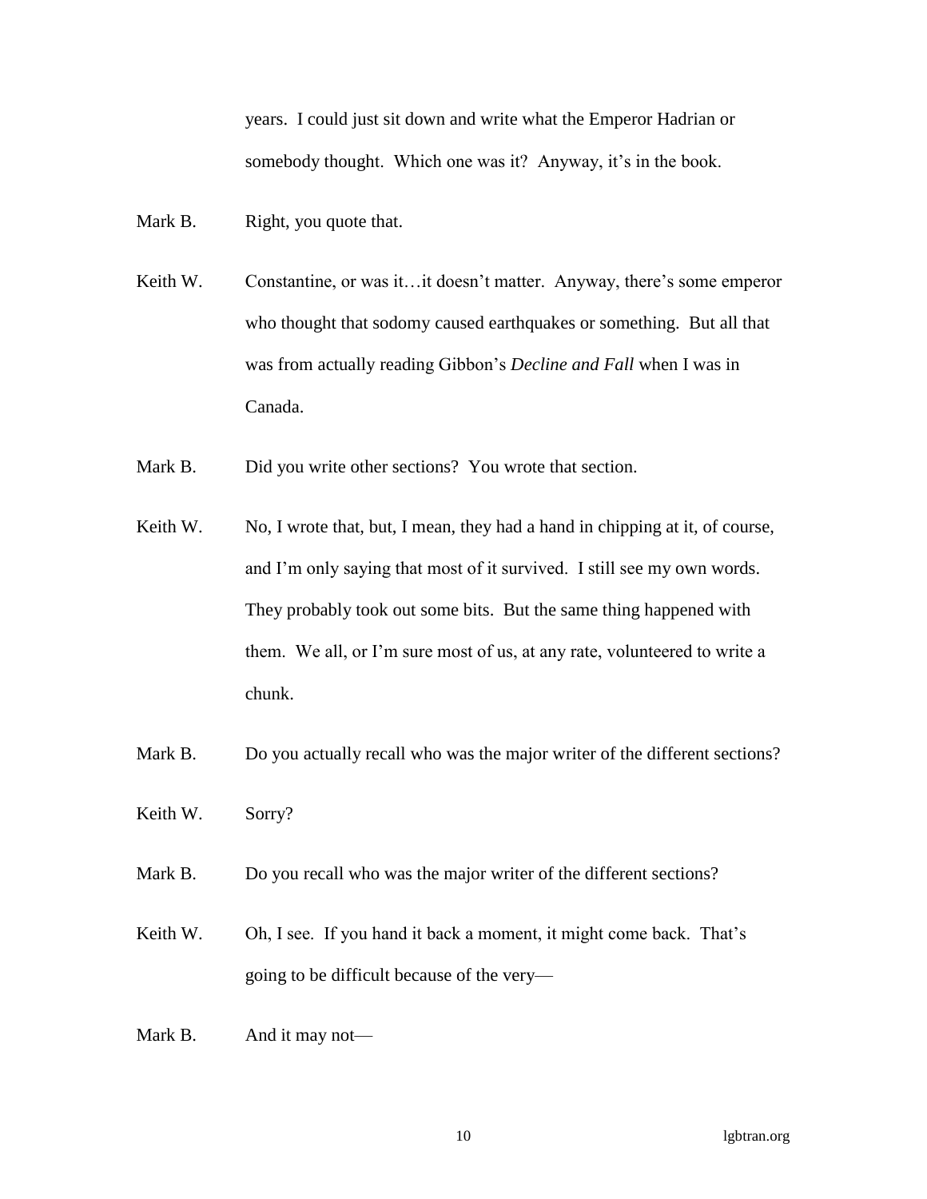years. I could just sit down and write what the Emperor Hadrian or somebody thought. Which one was it? Anyway, it's in the book.

Mark B. Right, you quote that.

Keith W. Constantine, or was it…it doesn't matter. Anyway, there's some emperor who thought that sodomy caused earthquakes or something. But all that was from actually reading Gibbon's *Decline and Fall* when I was in Canada.

Mark B. Did you write other sections? You wrote that section.

Keith W. No, I wrote that, but, I mean, they had a hand in chipping at it, of course, and I'm only saying that most of it survived. I still see my own words. They probably took out some bits. But the same thing happened with them. We all, or I'm sure most of us, at any rate, volunteered to write a chunk.

Mark B. Do you actually recall who was the major writer of the different sections?

Keith W. Sorry?

Mark B. Do you recall who was the major writer of the different sections?

Keith W. Oh, I see. If you hand it back a moment, it might come back. That's going to be difficult because of the very—

Mark B. And it may not—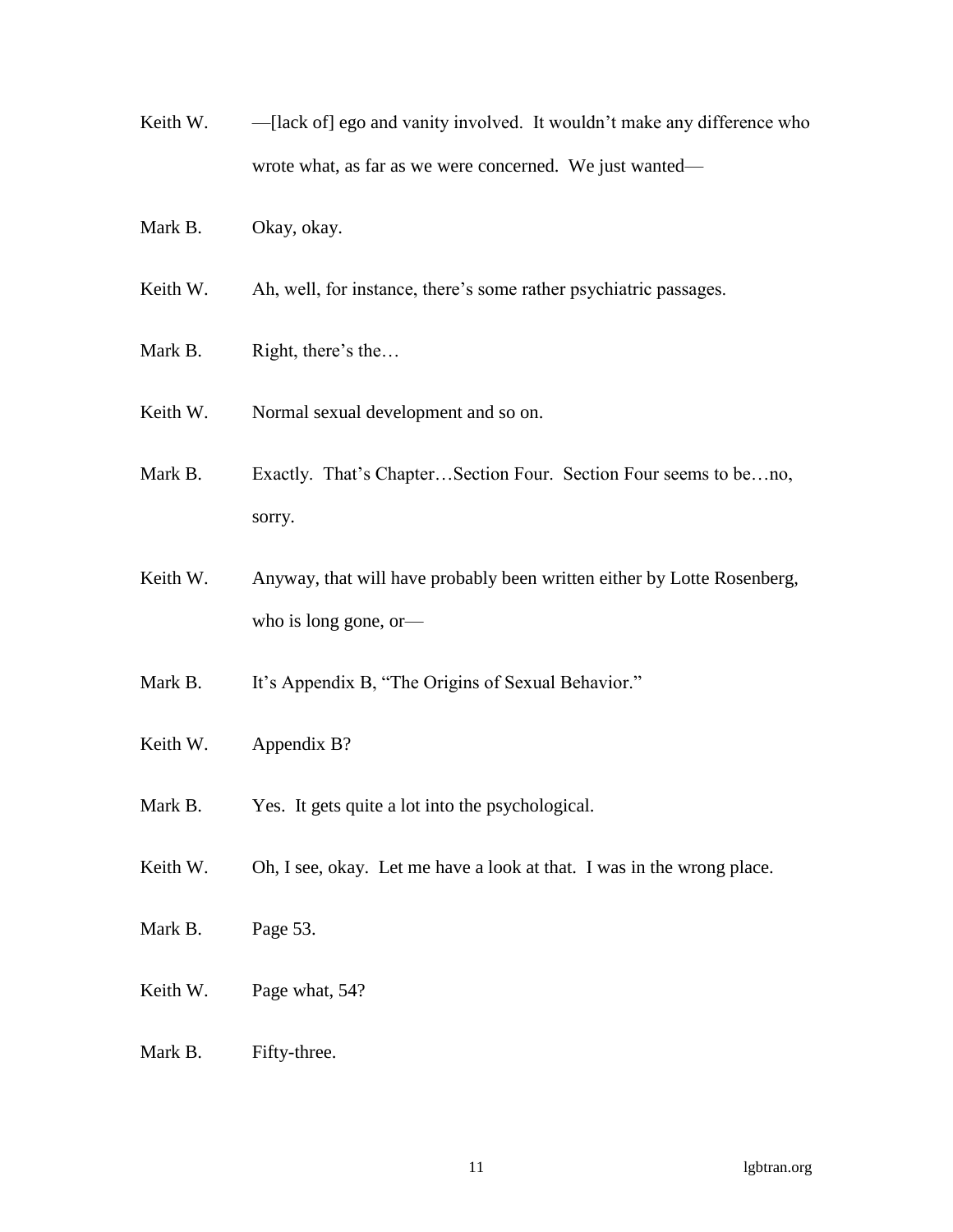Keith W. —[lack of] ego and vanity involved. It wouldn't make any difference who wrote what, as far as we were concerned. We just wanted—

Mark B. Okay, okay.

Keith W. Ah, well, for instance, there's some rather psychiatric passages.

Mark B. Right, there's the…

Keith W. Normal sexual development and so on.

Mark B. Exactly. That's Chapter…Section Four. Section Four seems to be…no, sorry.

Keith W. Anyway, that will have probably been written either by Lotte Rosenberg, who is long gone, or—

Mark B. It's Appendix B, "The Origins of Sexual Behavior."

Keith W. Appendix B?

Mark B. Yes. It gets quite a lot into the psychological.

Keith W. Oh, I see, okay. Let me have a look at that. I was in the wrong place.

Mark B. Page 53.

Keith W. Page what, 54?

Mark B. Fifty-three.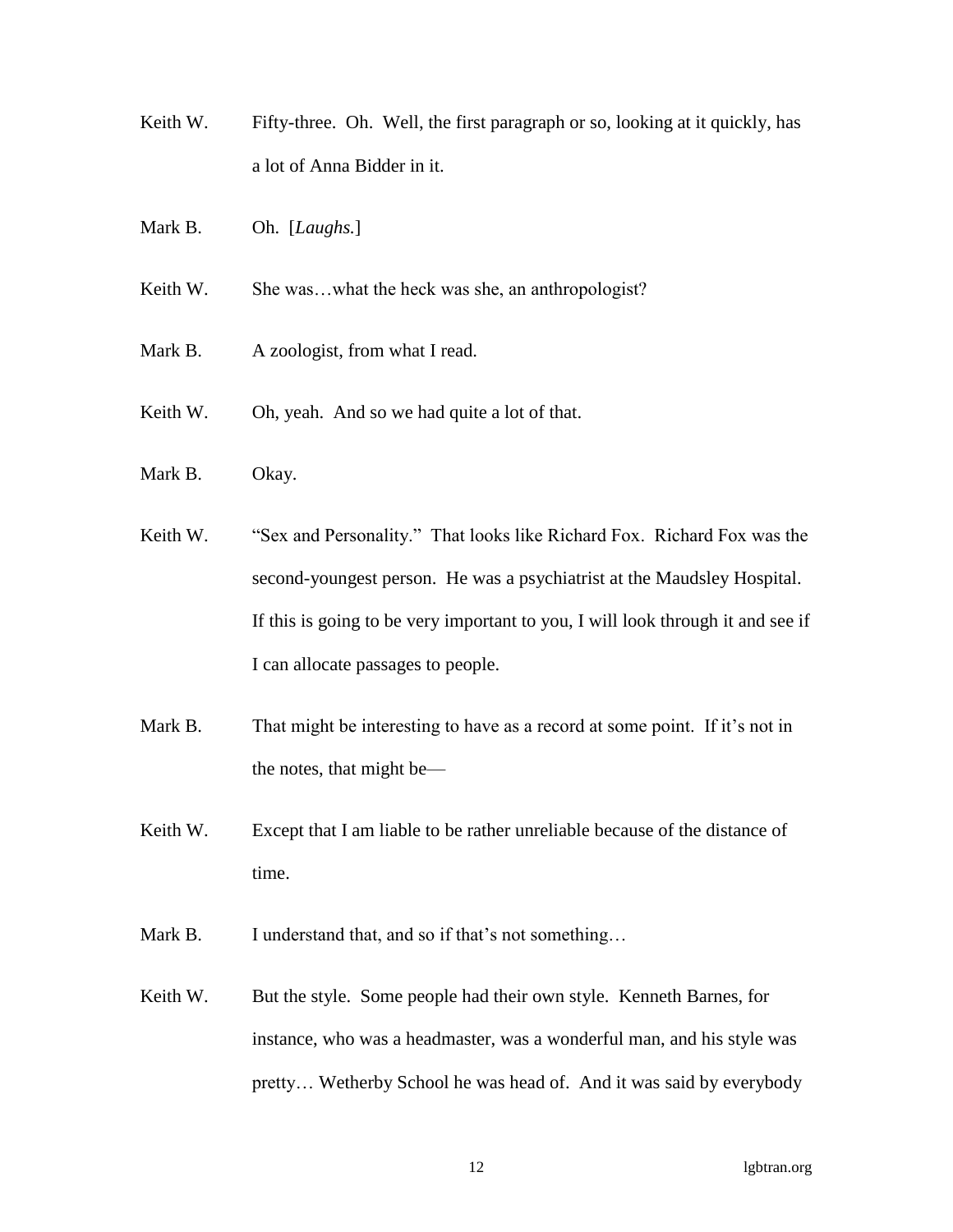Keith W. Fifty-three. Oh. Well, the first paragraph or so, looking at it quickly, has a lot of Anna Bidder in it.

Mark B. Oh. [*Laughs.*]

Keith W. She was…what the heck was she, an anthropologist?

Mark B. A zoologist, from what I read.

Keith W. Oh, yeah. And so we had quite a lot of that.

Mark B. Okay.

Keith W. "Sex and Personality." That looks like Richard Fox. Richard Fox was the second-youngest person. He was a psychiatrist at the Maudsley Hospital. If this is going to be very important to you, I will look through it and see if I can allocate passages to people.

Mark B. That might be interesting to have as a record at some point. If it's not in the notes, that might be—

Keith W. Except that I am liable to be rather unreliable because of the distance of time.

Mark B. I understand that, and so if that's not something…

Keith W. But the style. Some people had their own style. Kenneth Barnes, for instance, who was a headmaster, was a wonderful man, and his style was pretty… Wetherby School he was head of. And it was said by everybody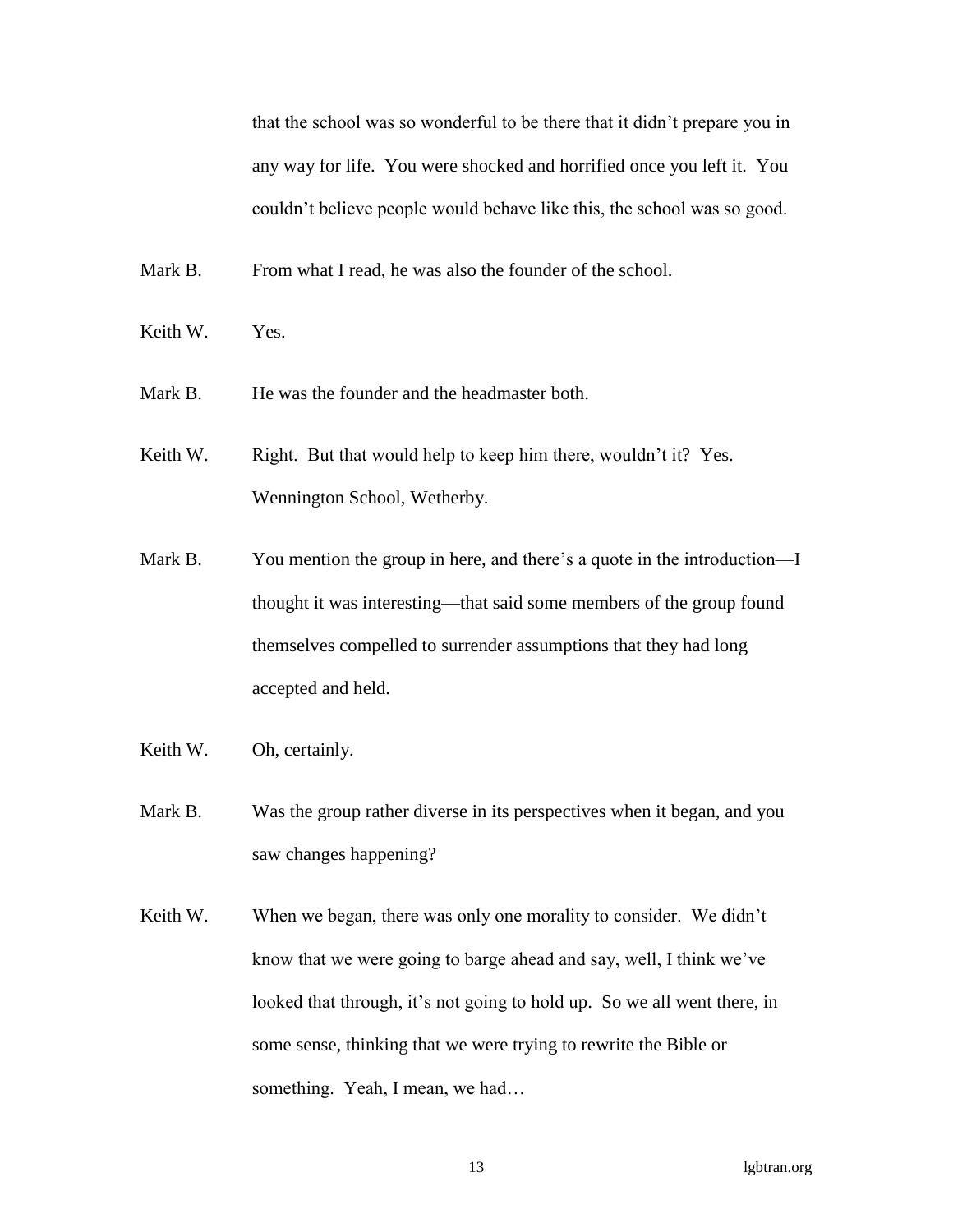that the school was so wonderful to be there that it didn't prepare you in any way for life. You were shocked and horrified once you left it. You couldn't believe people would behave like this, the school was so good.

Mark B. From what I read, he was also the founder of the school.

Keith W. Yes.

Mark B. He was the founder and the headmaster both.

Keith W. Right. But that would help to keep him there, wouldn't it? Yes. Wennington School, Wetherby.

Mark B. You mention the group in here, and there's a quote in the introduction—I thought it was interesting—that said some members of the group found themselves compelled to surrender assumptions that they had long accepted and held.

Keith W. Oh, certainly.

Mark B. Was the group rather diverse in its perspectives when it began, and you saw changes happening?

Keith W. When we began, there was only one morality to consider. We didn't know that we were going to barge ahead and say, well, I think we've looked that through, it's not going to hold up. So we all went there, in some sense, thinking that we were trying to rewrite the Bible or something. Yeah, I mean, we had…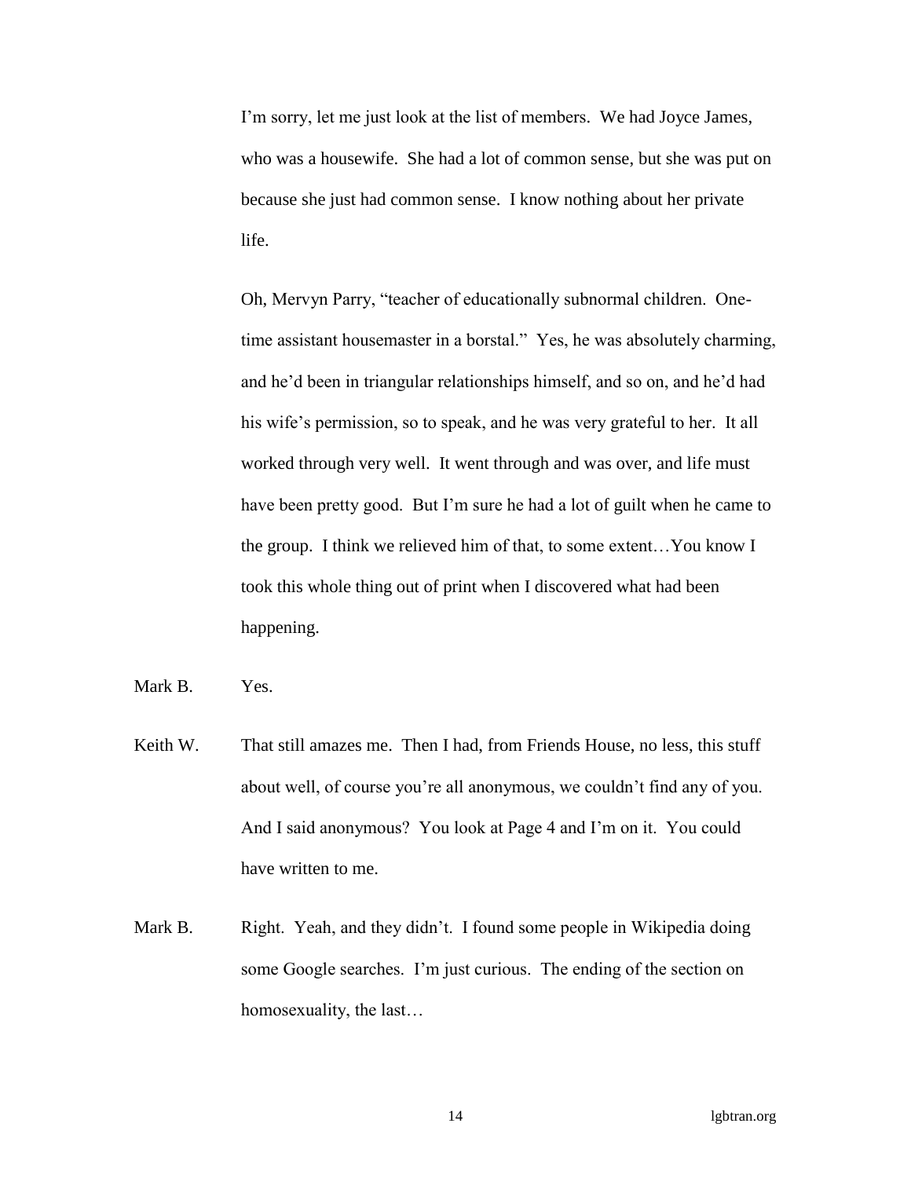I'm sorry, let me just look at the list of members. We had Joyce James, who was a housewife. She had a lot of common sense, but she was put on because she just had common sense. I know nothing about her private life.

Oh, Mervyn Parry, "teacher of educationally subnormal children. One-time assistant housemaster in a borstal." Yes, he was absolutely charming, and he'd been in triangular relationships himself, and so on, and he'd had his wife's permission, so to speak, and he was very grateful to her. It all worked through very well. It went through and was over, and life must have been pretty good. But I'm sure he had a lot of guilt when he came to the group. I think we relieved him of that, to some extent…You know I took this whole thing out of print when I discovered what had been happening.

Mark B. Yes.

Keith W. That still amazes me. Then I had, from Friends House, no less, this stuff about well, of course you're all anonymous, we couldn't find any of you. And I said anonymous? You look at Page 4 and I'm on it. You could have written to me.

Mark B. Right. Yeah, and they didn't. I found some people in Wikipedia doing some Google searches. I'm just curious. The ending of the section on homosexuality, the last…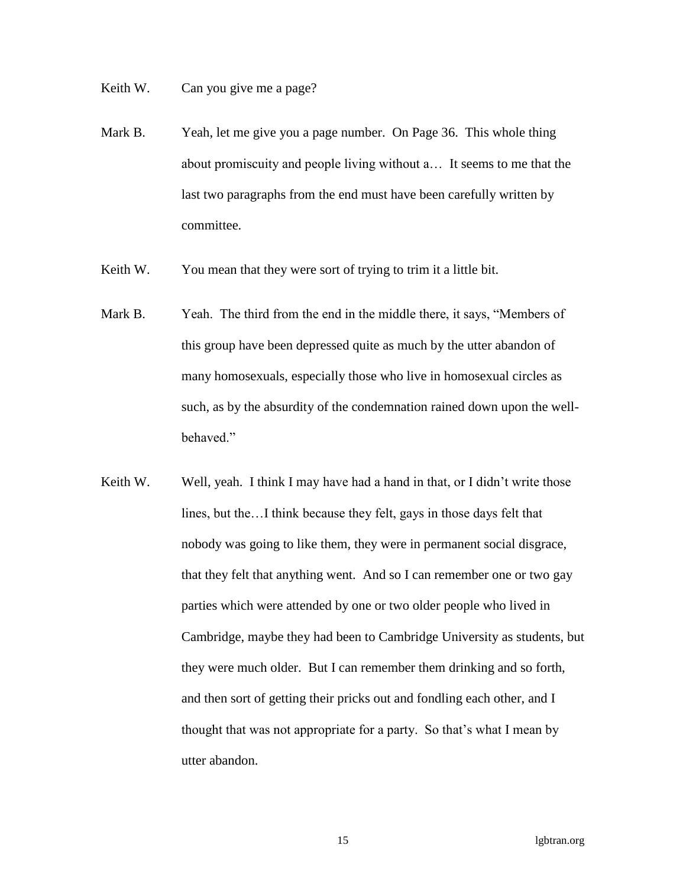Keith W. Can you give me a page?

Mark B. Yeah, let me give you a page number. On Page 36. This whole thing about promiscuity and people living without a… It seems to me that the last two paragraphs from the end must have been carefully written by committee.

Keith W. You mean that they were sort of trying to trim it a little bit.

Mark B. Yeah. The third from the end in the middle there, it says, "Members of this group have been depressed quite as much by the utter abandon of many homosexuals, especially those who live in homosexual circles as such, as by the absurdity of the condemnation rained down upon the well-behaved."

Keith W. Well, yeah. I think I may have had a hand in that, or I didn't write those lines, but the…I think because they felt, gays in those days felt that nobody was going to like them, they were in permanent social disgrace, that they felt that anything went. And so I can remember one or two gay parties which were attended by one or two older people who lived in Cambridge, maybe they had been to Cambridge University as students, but they were much older. But I can remember them drinking and so forth, and then sort of getting their pricks out and fondling each other, and I thought that was not appropriate for a party. So that's what I mean by utter abandon.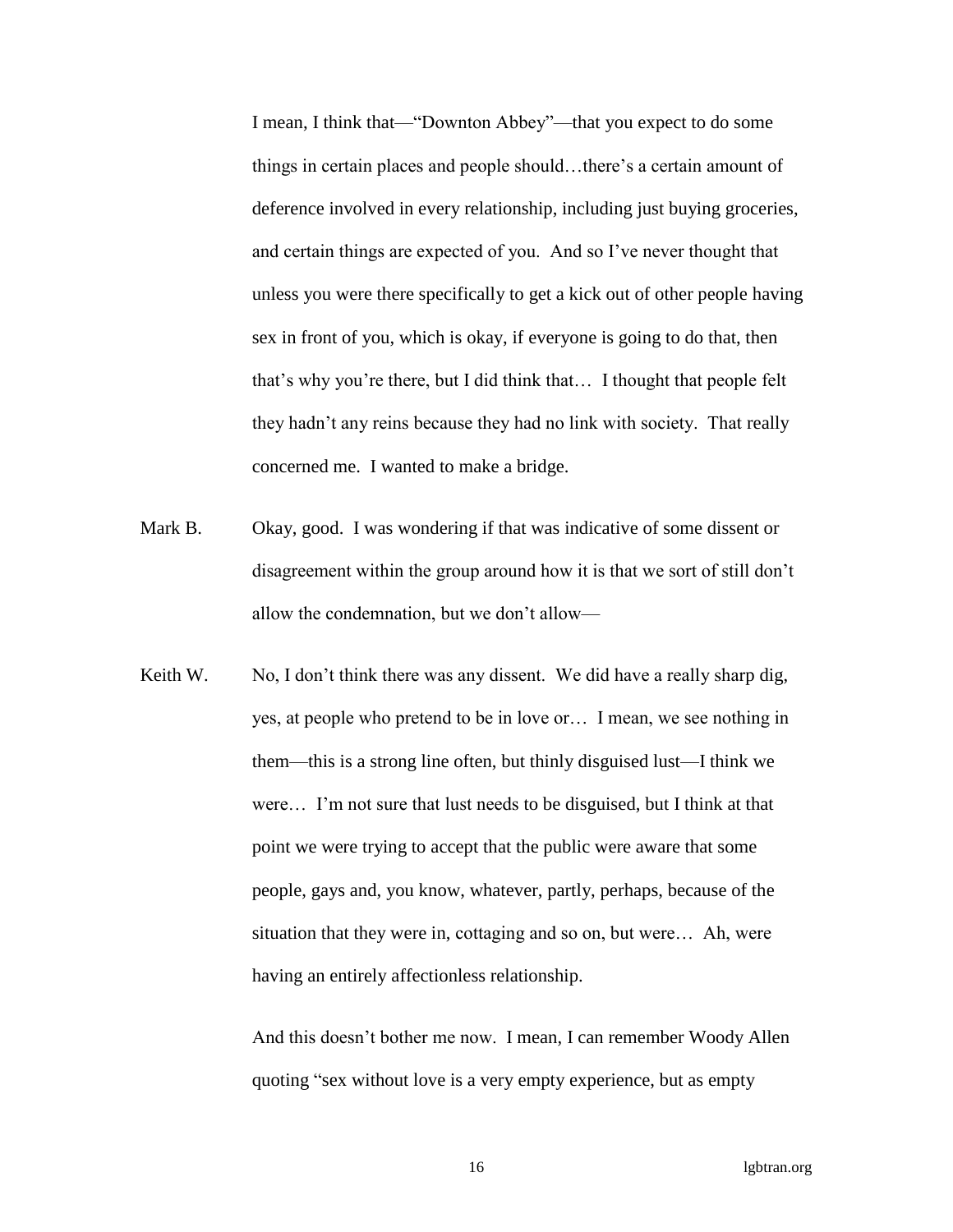I mean, I think that—"Downton Abbey"—that you expect to do some things in certain places and people should…there's a certain amount of deference involved in every relationship, including just buying groceries, and certain things are expected of you. And so I've never thought that unless you were there specifically to get a kick out of other people having sex in front of you, which is okay, if everyone is going to do that, then that's why you're there, but I did think that… I thought that people felt they hadn't any reins because they had no link with society. That really concerned me. I wanted to make a bridge.

Mark B. Okay, good. I was wondering if that was indicative of some dissent or disagreement within the group around how it is that we sort of still don't allow the condemnation, but we don't allow—

Keith W. No, I don't think there was any dissent. We did have a really sharp dig, yes, at people who pretend to be in love or… I mean, we see nothing in them—this is a strong line often, but thinly disguised lust—I think we were… I'm not sure that lust needs to be disguised, but I think at that point we were trying to accept that the public were aware that some people, gays and, you know, whatever, partly, perhaps, because of the situation that they were in, cottaging and so on, but were… Ah, were having an entirely affectionless relationship.

And this doesn't bother me now. I mean, I can remember Woody Allen quoting "sex without love is a very empty experience, but as empty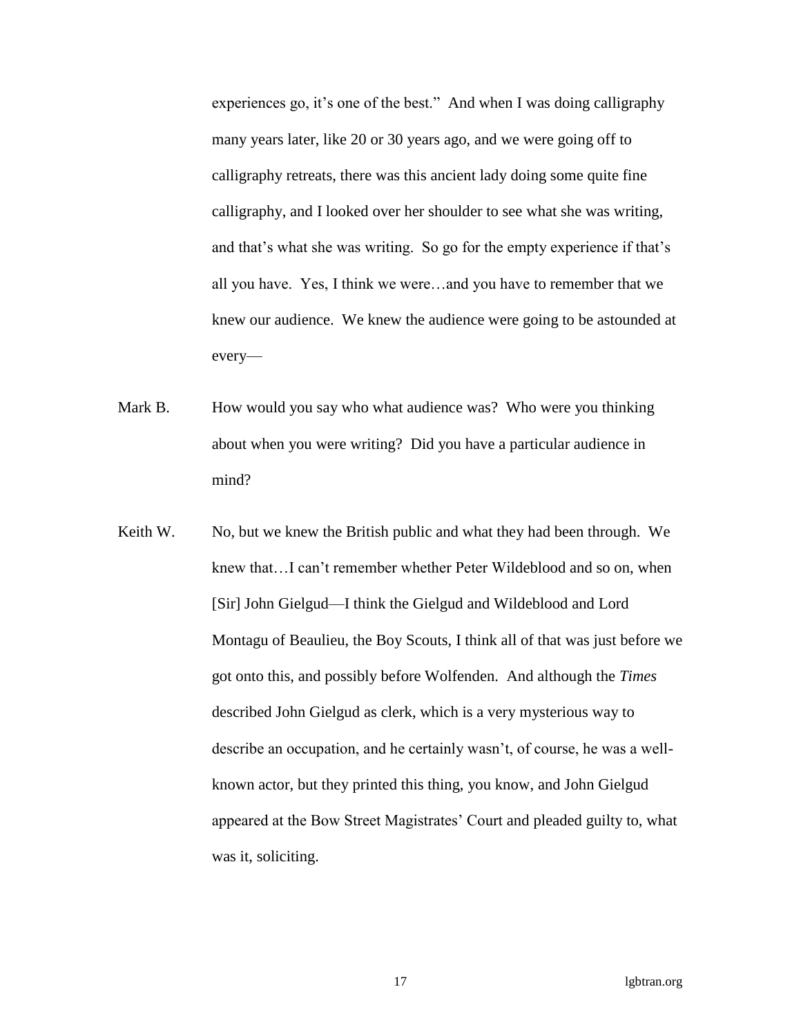experiences go, it's one of the best." And when I was doing calligraphy many years later, like 20 or 30 years ago, and we were going off to calligraphy retreats, there was this ancient lady doing some quite fine calligraphy, and I looked over her shoulder to see what she was writing, and that's what she was writing. So go for the empty experience if that's all you have. Yes, I think we were…and you have to remember that we knew our audience. We knew the audience were going to be astounded at every—

Mark B. How would you say who what audience was? Who were you thinking about when you were writing? Did you have a particular audience in mind?

Keith W. No, but we knew the British public and what they had been through. We knew that…I can't remember whether Peter Wildeblood and so on, when [Sir] John Gielgud—I think the Gielgud and Wildeblood and Lord Montagu of Beaulieu, the Boy Scouts, I think all of that was just before we got onto this, and possibly before Wolfenden. And although the *Times* described John Gielgud as clerk, which is a very mysterious way to describe an occupation, and he certainly wasn't, of course, he was a well-known actor, but they printed this thing, you know, and John Gielgud appeared at the Bow Street Magistrates' Court and pleaded guilty to, what was it, soliciting.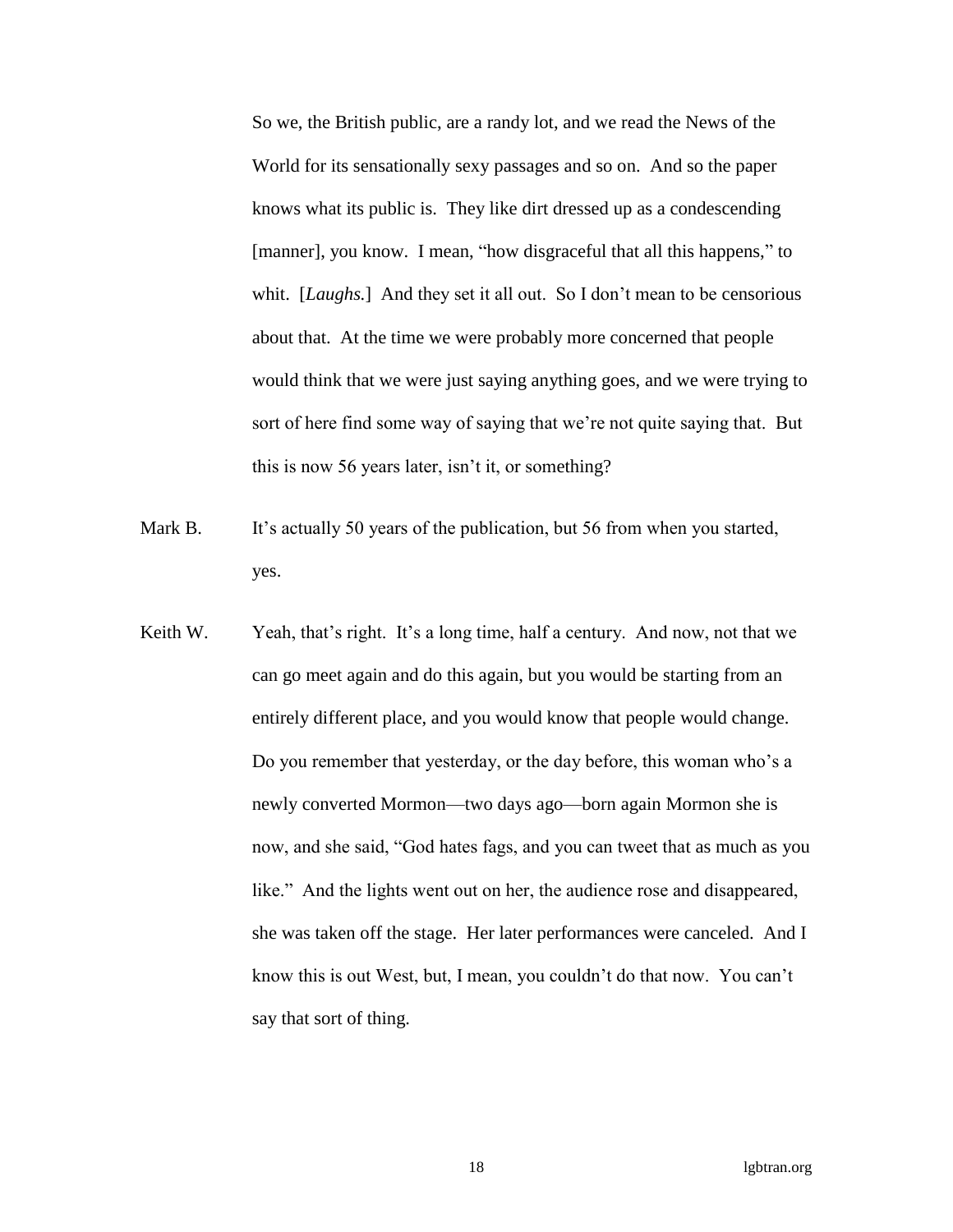So we, the British public, are a randy lot, and we read the News of the World for its sensationally sexy passages and so on. And so the paper knows what its public is. They like dirt dressed up as a condescending [manner], you know. I mean, "how disgraceful that all this happens," to whit. [*Laughs.*] And they set it all out. So I don't mean to be censorious about that. At the time we were probably more concerned that people would think that we were just saying anything goes, and we were trying to sort of here find some way of saying that we're not quite saying that. But this is now 56 years later, isn't it, or something?

Mark B. It's actually 50 years of the publication, but 56 from when you started, yes.

Keith W. Yeah, that's right. It's a long time, half a century. And now, not that we can go meet again and do this again, but you would be starting from an entirely different place, and you would know that people would change. Do you remember that yesterday, or the day before, this woman who's a newly converted Mormon—two days ago—born again Mormon she is now, and she said, "God hates fags, and you can tweet that as much as you like." And the lights went out on her, the audience rose and disappeared, she was taken off the stage. Her later performances were canceled. And I know this is out West, but, I mean, you couldn't do that now. You can't say that sort of thing.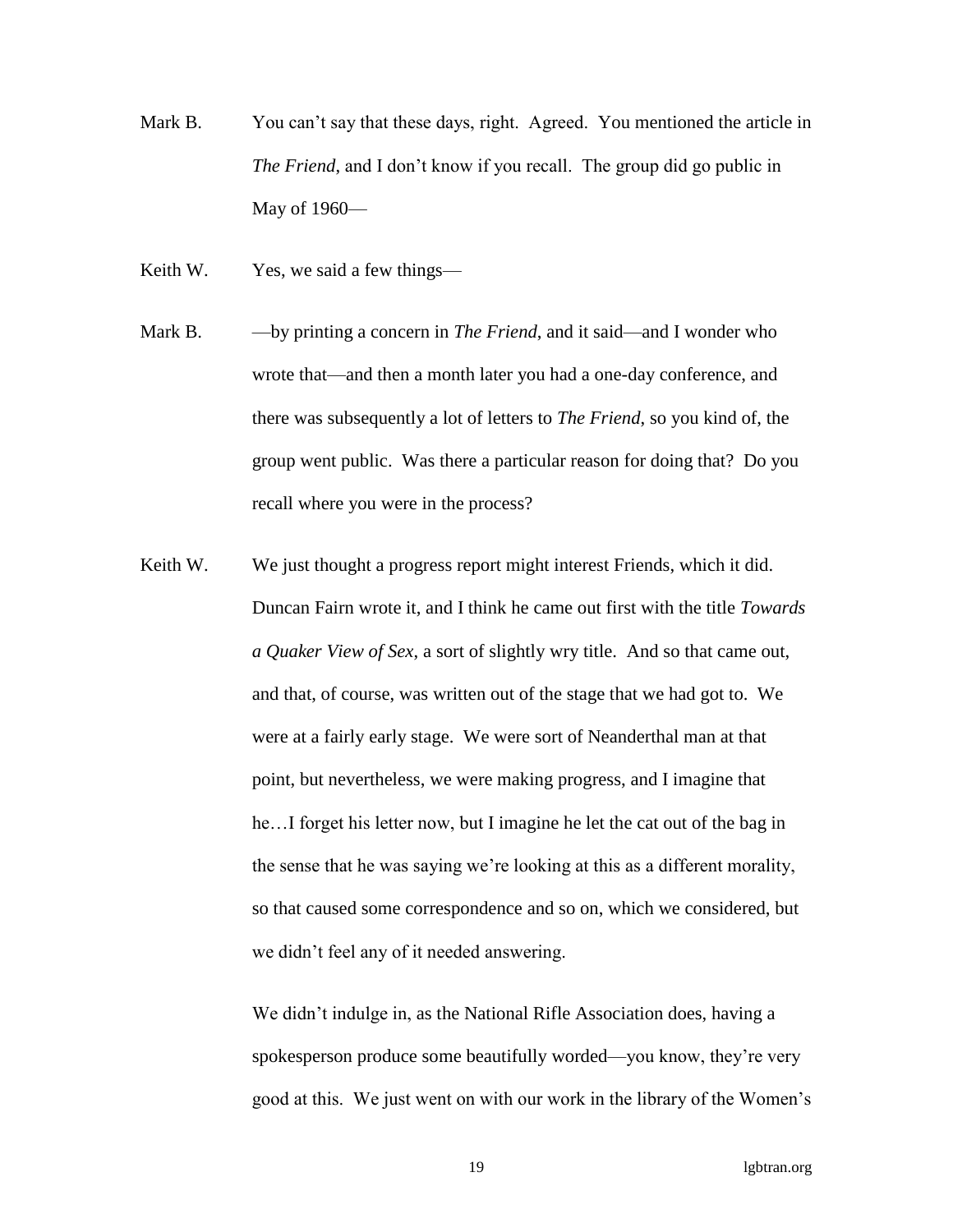Mark B. You can't say that these days, right. Agreed. You mentioned the article in *The Friend*, and I don't know if you recall. The group did go public in May of 1960—

Keith W. Yes, we said a few things—

Mark B. —by printing a concern in *The Friend*, and it said—and I wonder who wrote that—and then a month later you had a one-day conference, and there was subsequently a lot of letters to *The Friend*, so you kind of, the group went public. Was there a particular reason for doing that? Do you recall where you were in the process?

Keith W. We just thought a progress report might interest Friends, which it did. Duncan Fairn wrote it, and I think he came out first with the title *Towards a Quaker View of Sex*, a sort of slightly wry title. And so that came out, and that, of course, was written out of the stage that we had got to. We were at a fairly early stage. We were sort of Neanderthal man at that point, but nevertheless, we were making progress, and I imagine that he…I forget his letter now, but I imagine he let the cat out of the bag in the sense that he was saying we're looking at this as a different morality, so that caused some correspondence and so on, which we considered, but we didn't feel any of it needed answering.

We didn't indulge in, as the National Rifle Association does, having a spokesperson produce some beautifully worded—you know, they're very good at this. We just went on with our work in the library of the Women's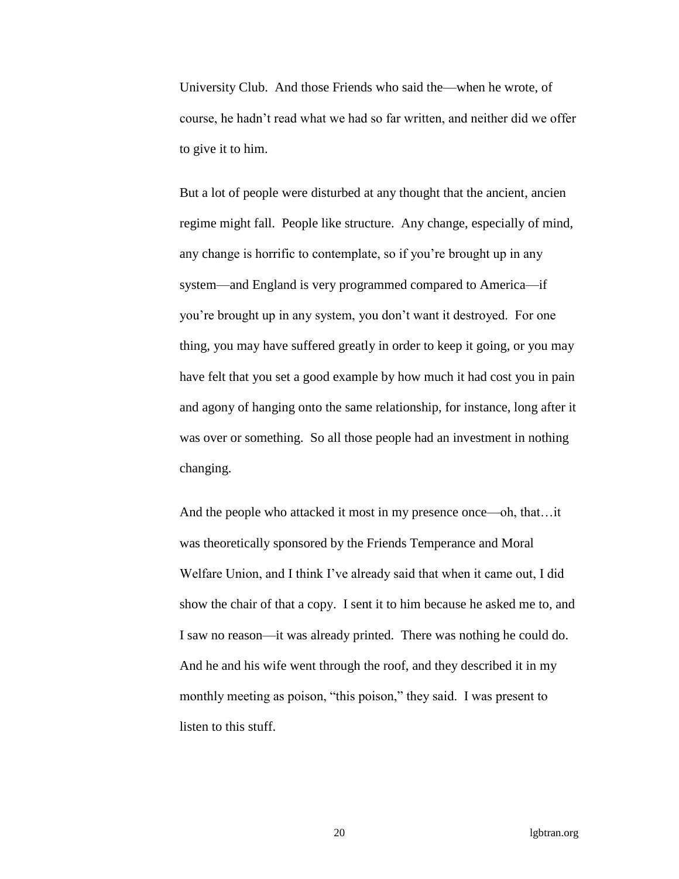University Club. And those Friends who said the—when he wrote, of course, he hadn't read what we had so far written, and neither did we offer to give it to him.

But a lot of people were disturbed at any thought that the ancient, ancien regime might fall. People like structure. Any change, especially of mind, any change is horrific to contemplate, so if you're brought up in any system—and England is very programmed compared to America—if you're brought up in any system, you don't want it destroyed. For one thing, you may have suffered greatly in order to keep it going, or you may have felt that you set a good example by how much it had cost you in pain and agony of hanging onto the same relationship, for instance, long after it was over or something. So all those people had an investment in nothing changing.

And the people who attacked it most in my presence once—oh, that…it was theoretically sponsored by the Friends Temperance and Moral Welfare Union, and I think I've already said that when it came out, I did show the chair of that a copy. I sent it to him because he asked me to, and I saw no reason—it was already printed. There was nothing he could do. And he and his wife went through the roof, and they described it in my monthly meeting as poison, "this poison," they said. I was present to listen to this stuff.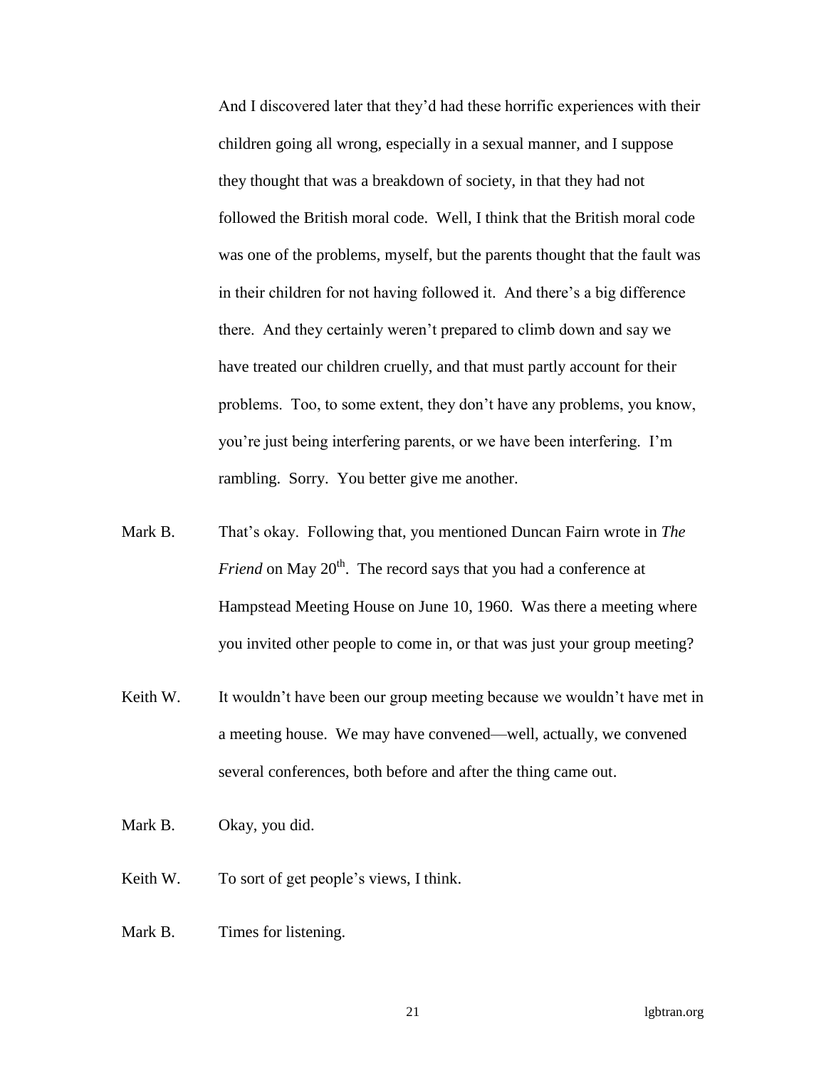And I discovered later that they'd had these horrific experiences with their children going all wrong, especially in a sexual manner, and I suppose they thought that was a breakdown of society, in that they had not followed the British moral code. Well, I think that the British moral code was one of the problems, myself, but the parents thought that the fault was in their children for not having followed it. And there's a big difference there. And they certainly weren't prepared to climb down and say we have treated our children cruelly, and that must partly account for their problems. Too, to some extent, they don't have any problems, you know, you're just being interfering parents, or we have been interfering. I'm rambling. Sorry. You better give me another.

Mark B. That's okay. Following that, you mentioned Duncan Fairn wrote in *The Friend* on May 20th. The record says that you had a conference at Hampstead Meeting House on June 10, 1960. Was there a meeting where you invited other people to come in, or that was just your group meeting?

Keith W. It wouldn't have been our group meeting because we wouldn't have met in a meeting house. We may have convened—well, actually, we convened several conferences, both before and after the thing came out.

Mark B. Okay, you did.

Keith W. To sort of get people's views, I think.

Mark B. Times for listening.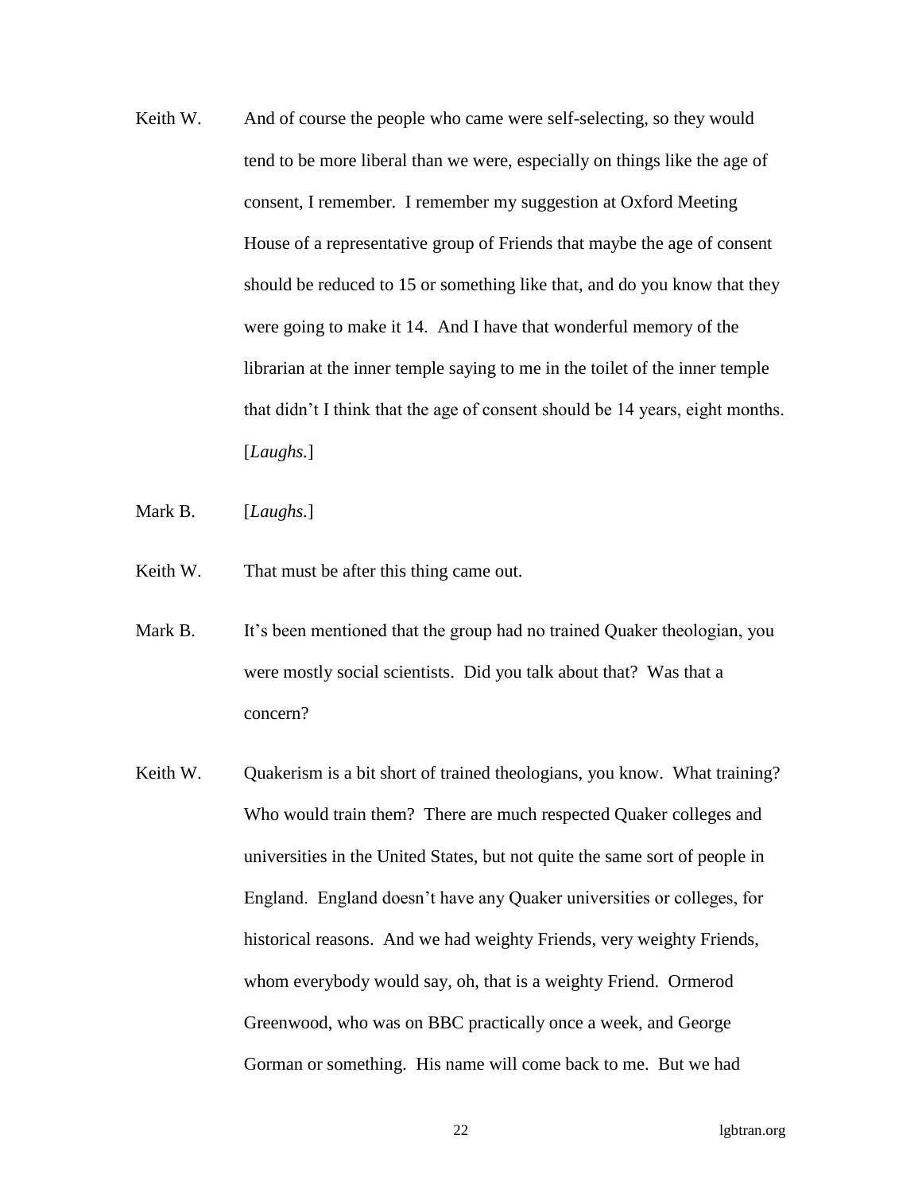Keith W. And of course the people who came were self-selecting, so they would tend to be more liberal than we were, especially on things like the age of consent, I remember. I remember my suggestion at Oxford Meeting House of a representative group of Friends that maybe the age of consent should be reduced to 15 or something like that, and do you know that they were going to make it 14. And I have that wonderful memory of the librarian at the inner temple saying to me in the toilet of the inner temple that didn't I think that the age of consent should be 14 years, eight months. [*Laughs.*]

Mark B. [*Laughs.*]

Keith W. That must be after this thing came out.

Mark B. It's been mentioned that the group had no trained Quaker theologian, you were mostly social scientists. Did you talk about that? Was that a concern?

Keith W. Quakerism is a bit short of trained theologians, you know. What training? Who would train them? There are much respected Quaker colleges and universities in the United States, but not quite the same sort of people in England. England doesn't have any Quaker universities or colleges, for historical reasons. And we had weighty Friends, very weighty Friends, whom everybody would say, oh, that is a weighty Friend. Ormerod Greenwood, who was on BBC practically once a week, and George Gorman or something. His name will come back to me. But we had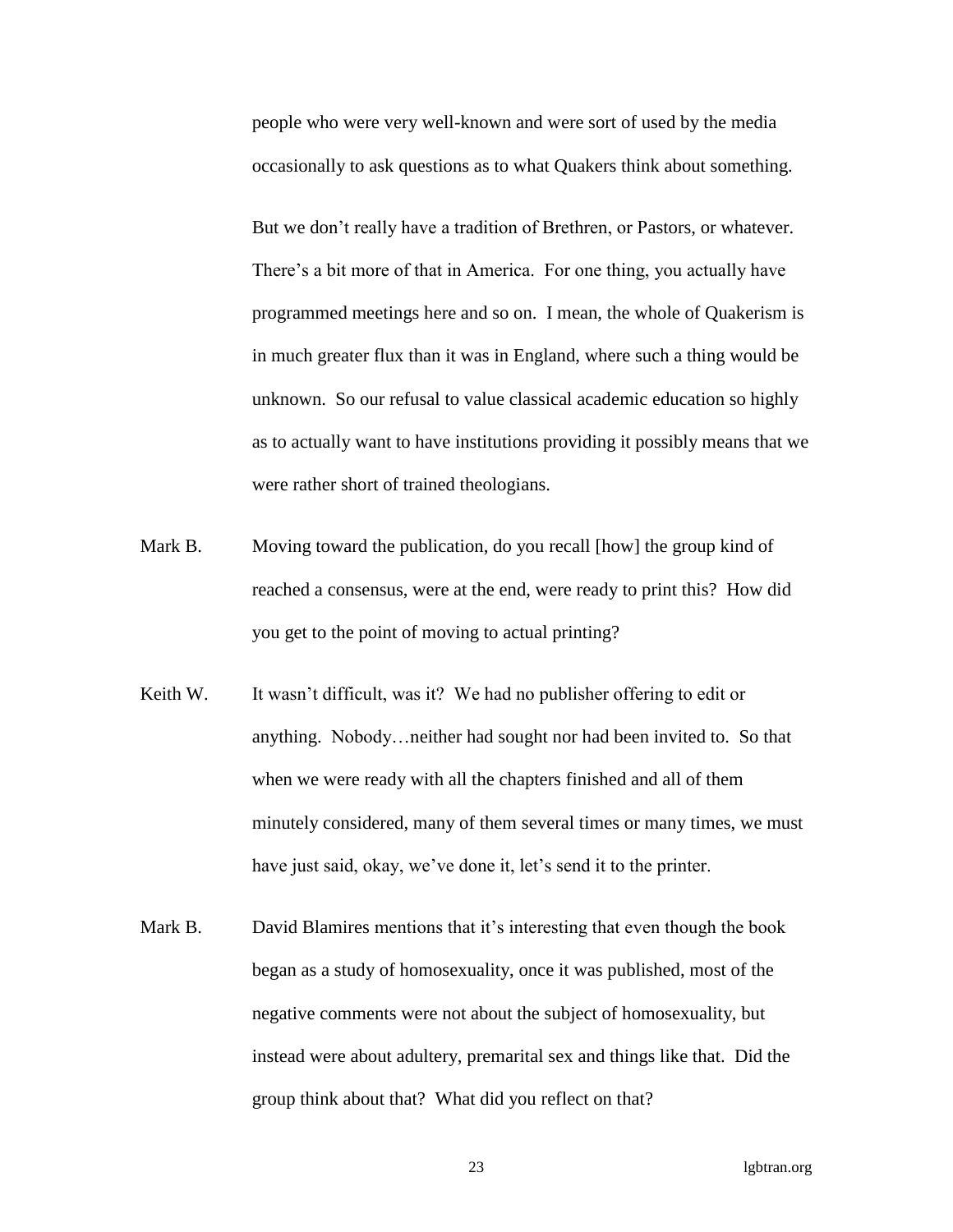people who were very well-known and were sort of used by the media occasionally to ask questions as to what Quakers think about something.

But we don't really have a tradition of Brethren, or Pastors, or whatever. There's a bit more of that in America. For one thing, you actually have programmed meetings here and so on. I mean, the whole of Quakerism is in much greater flux than it was in England, where such a thing would be unknown. So our refusal to value classical academic education so highly as to actually want to have institutions providing it possibly means that we were rather short of trained theologians.

Mark B. Moving toward the publication, do you recall [how] the group kind of reached a consensus, were at the end, were ready to print this? How did you get to the point of moving to actual printing?

Keith W. It wasn't difficult, was it? We had no publisher offering to edit or anything. Nobody…neither had sought nor had been invited to. So that when we were ready with all the chapters finished and all of them minutely considered, many of them several times or many times, we must have just said, okay, we've done it, let's send it to the printer.

Mark B. David Blamires mentions that it's interesting that even though the book began as a study of homosexuality, once it was published, most of the negative comments were not about the subject of homosexuality, but instead were about adultery, premarital sex and things like that. Did the group think about that? What did you reflect on that?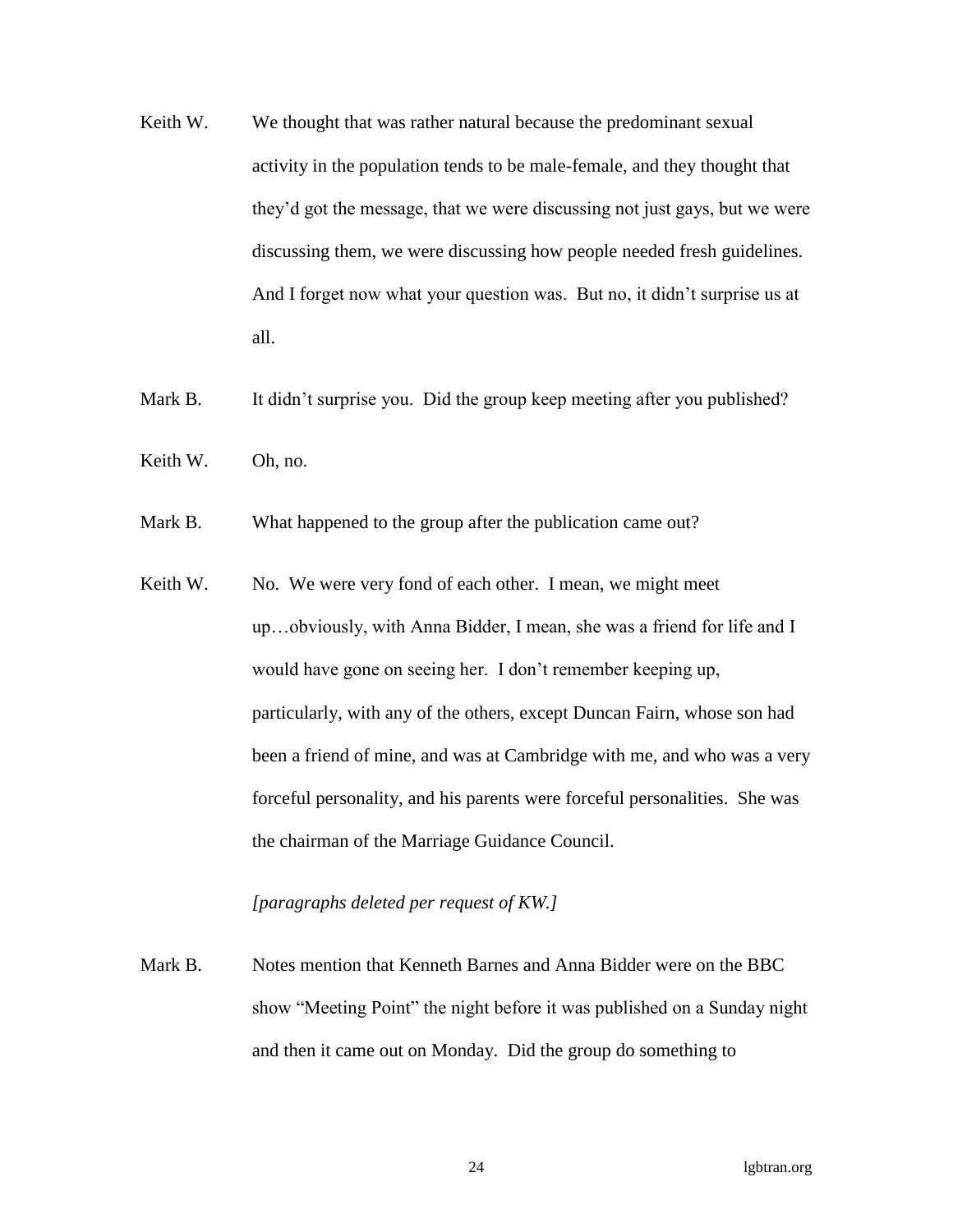Keith W. We thought that was rather natural because the predominant sexual activity in the population tends to be male-female, and they thought that they'd got the message, that we were discussing not just gays, but we were discussing them, we were discussing how people needed fresh guidelines. And I forget now what your question was. But no, it didn't surprise us at all.

Mark B. It didn't surprise you. Did the group keep meeting after you published?

Keith W. Oh, no.

Mark B. What happened to the group after the publication came out?

Keith W. No. We were very fond of each other. I mean, we might meet up…obviously, with Anna Bidder, I mean, she was a friend for life and I would have gone on seeing her. I don't remember keeping up, particularly, with any of the others, except Duncan Fairn, whose son had been a friend of mine, and was at Cambridge with me, and who was a very forceful personality, and his parents were forceful personalities. She was the chairman of the Marriage Guidance Council.

*[paragraphs deleted per request of KW.]*

Mark B. Notes mention that Kenneth Barnes and Anna Bidder were on the BBC show "Meeting Point" the night before it was published on a Sunday night and then it came out on Monday. Did the group do something to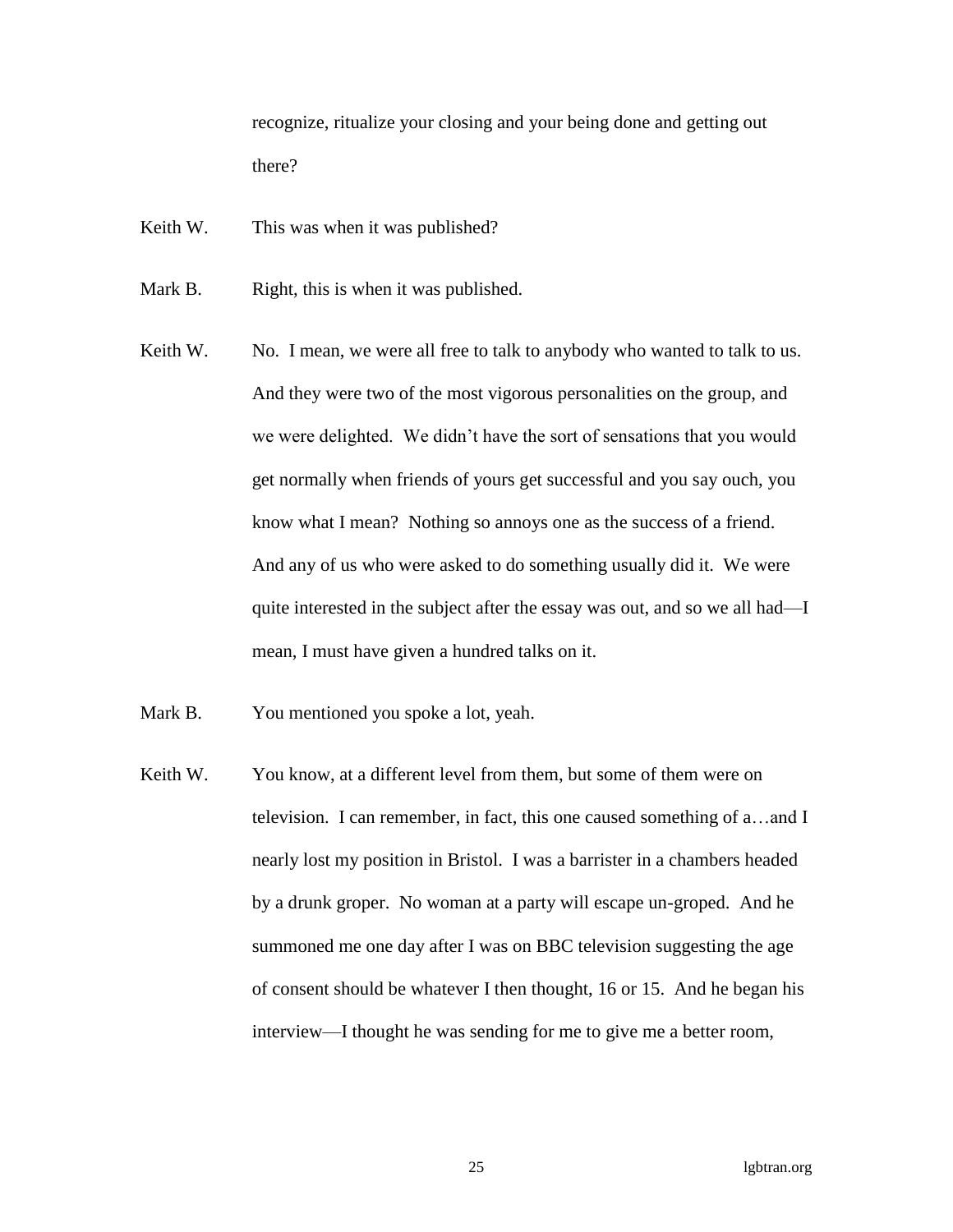recognize, ritualize your closing and your being done and getting out there?

Keith W. This was when it was published?

Mark B. Right, this is when it was published.

Keith W. No. I mean, we were all free to talk to anybody who wanted to talk to us. And they were two of the most vigorous personalities on the group, and we were delighted. We didn't have the sort of sensations that you would get normally when friends of yours get successful and you say ouch, you know what I mean? Nothing so annoys one as the success of a friend. And any of us who were asked to do something usually did it. We were quite interested in the subject after the essay was out, and so we all had—I mean, I must have given a hundred talks on it.

Mark B. You mentioned you spoke a lot, yeah.

Keith W. You know, at a different level from them, but some of them were on television. I can remember, in fact, this one caused something of a…and I nearly lost my position in Bristol. I was a barrister in a chambers headed by a drunk groper. No woman at a party will escape un-groped. And he summoned me one day after I was on BBC television suggesting the age of consent should be whatever I then thought, 16 or 15. And he began his interview—I thought he was sending for me to give me a better room,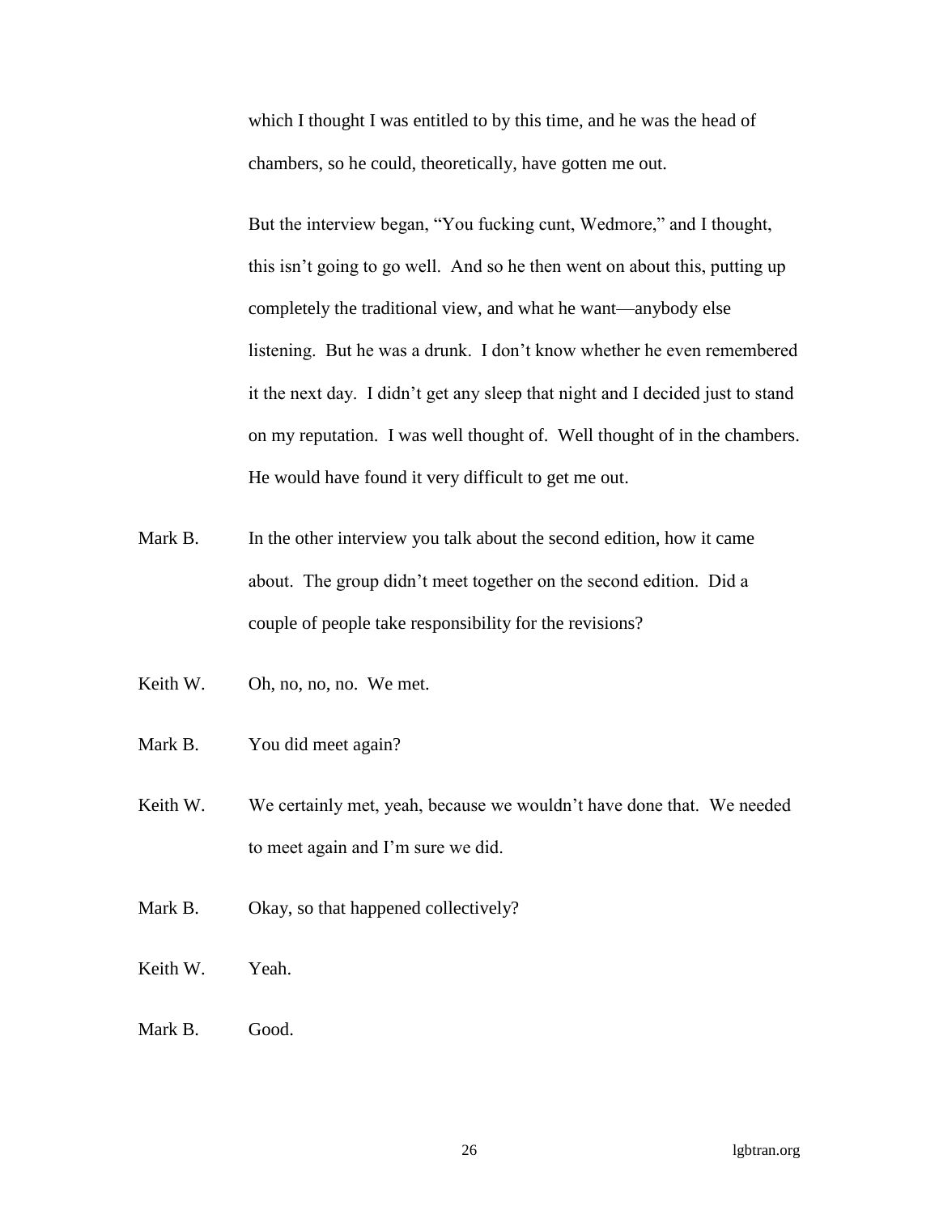which I thought I was entitled to by this time, and he was the head of chambers, so he could, theoretically, have gotten me out.

But the interview began, "You fucking cunt, Wedmore," and I thought, this isn't going to go well. And so he then went on about this, putting up completely the traditional view, and what he want—anybody else listening. But he was a drunk. I don't know whether he even remembered it the next day. I didn't get any sleep that night and I decided just to stand on my reputation. I was well thought of. Well thought of in the chambers. He would have found it very difficult to get me out.

Mark B. In the other interview you talk about the second edition, how it came about. The group didn't meet together on the second edition. Did a couple of people take responsibility for the revisions?

Keith W. Oh, no, no, no. We met.

Mark B. You did meet again?

Keith W. We certainly met, yeah, because we wouldn't have done that. We needed to meet again and I'm sure we did.

Mark B. Okay, so that happened collectively?

Keith W. Yeah.

Mark B. Good.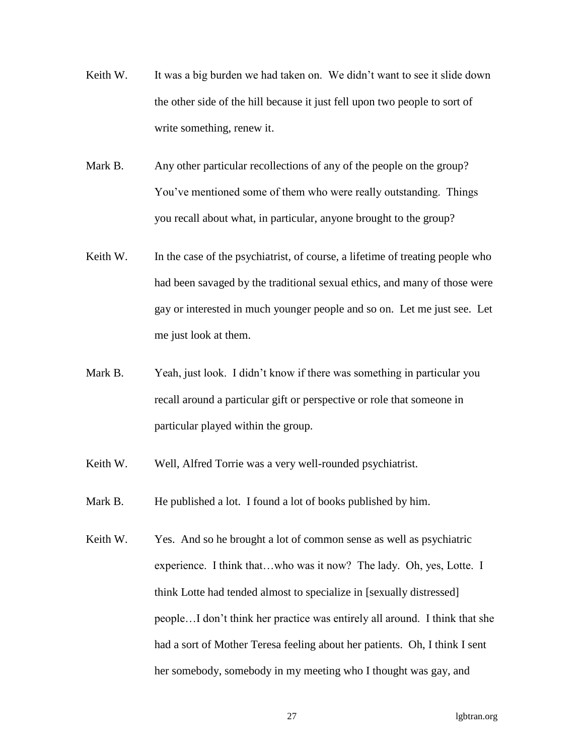Keith W. It was a big burden we had taken on. We didn't want to see it slide down the other side of the hill because it just fell upon two people to sort of write something, renew it.

Mark B. Any other particular recollections of any of the people on the group? You've mentioned some of them who were really outstanding. Things you recall about what, in particular, anyone brought to the group?

Keith W. In the case of the psychiatrist, of course, a lifetime of treating people who had been savaged by the traditional sexual ethics, and many of those were gay or interested in much younger people and so on. Let me just see. Let me just look at them.

Mark B. Yeah, just look. I didn't know if there was something in particular you recall around a particular gift or perspective or role that someone in particular played within the group.

Keith W. Well, Alfred Torrie was a very well-rounded psychiatrist.

Mark B. He published a lot. I found a lot of books published by him.

Keith W. Yes. And so he brought a lot of common sense as well as psychiatric experience. I think that…who was it now? The lady. Oh, yes, Lotte. I think Lotte had tended almost to specialize in [sexually distressed] people…I don't think her practice was entirely all around. I think that she had a sort of Mother Teresa feeling about her patients. Oh, I think I sent her somebody, somebody in my meeting who I thought was gay, and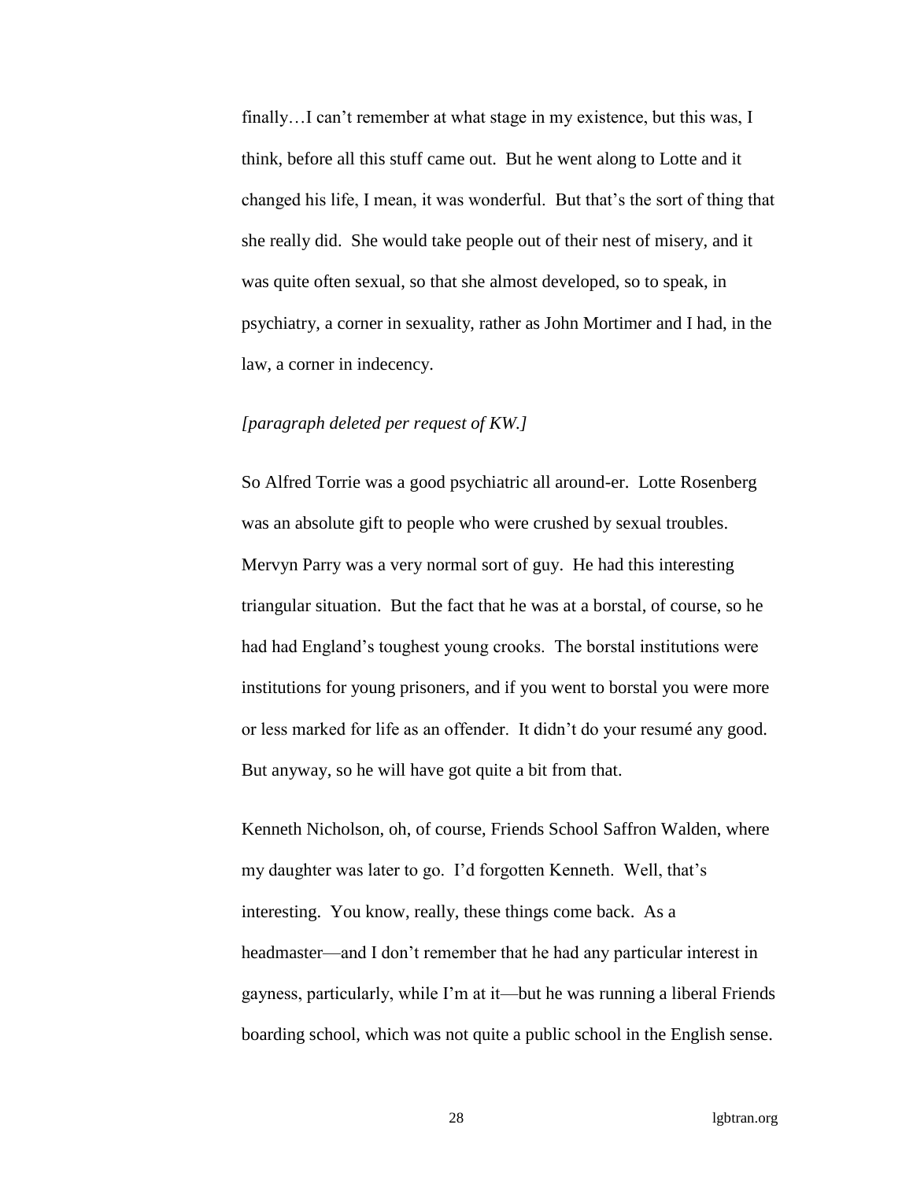finally…I can't remember at what stage in my existence, but this was, I think, before all this stuff came out. But he went along to Lotte and it changed his life, I mean, it was wonderful. But that's the sort of thing that she really did. She would take people out of their nest of misery, and it was quite often sexual, so that she almost developed, so to speak, in psychiatry, a corner in sexuality, rather as John Mortimer and I had, in the law, a corner in indecency.

*[paragraph deleted per request of KW.]*

So Alfred Torrie was a good psychiatric all around-er. Lotte Rosenberg was an absolute gift to people who were crushed by sexual troubles. Mervyn Parry was a very normal sort of guy. He had this interesting triangular situation. But the fact that he was at a borstal, of course, so he had had England's toughest young crooks. The borstal institutions were institutions for young prisoners, and if you went to borstal you were more or less marked for life as an offender. It didn't do your resumé any good. But anyway, so he will have got quite a bit from that.

Kenneth Nicholson, oh, of course, Friends School Saffron Walden, where my daughter was later to go. I'd forgotten Kenneth. Well, that's interesting. You know, really, these things come back. As a headmaster—and I don't remember that he had any particular interest in gayness, particularly, while I'm at it—but he was running a liberal Friends boarding school, which was not quite a public school in the English sense.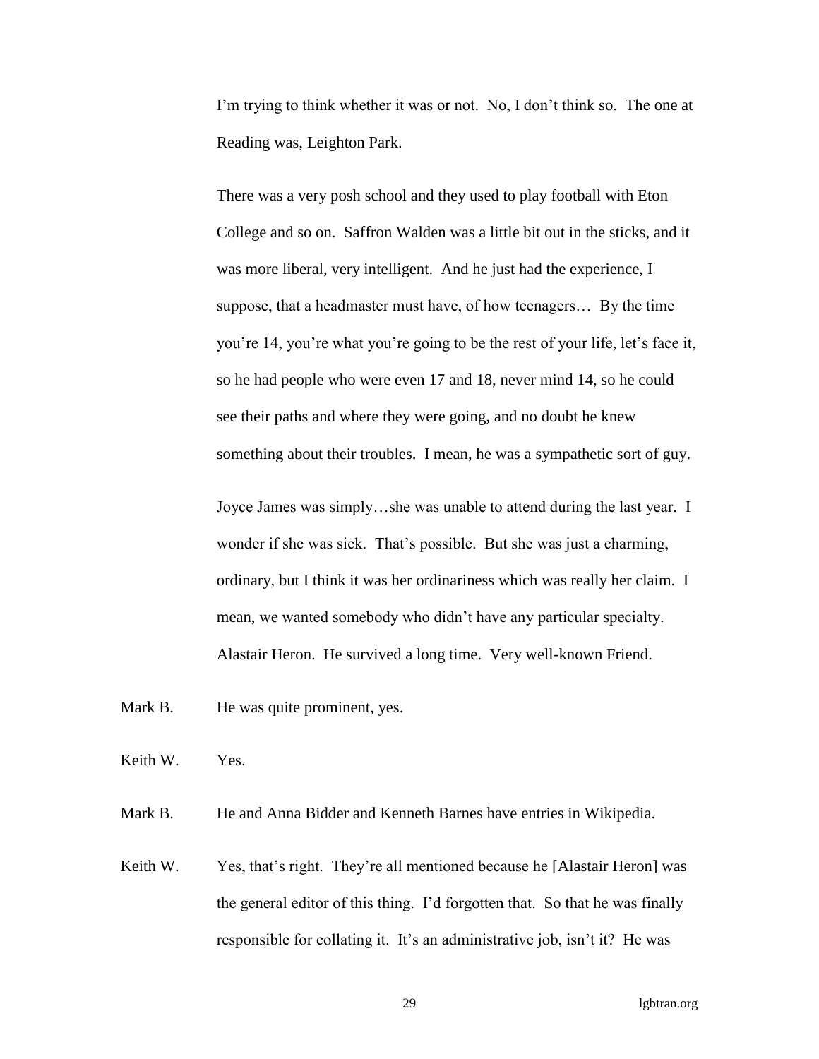I'm trying to think whether it was or not. No, I don't think so. The one at Reading was, Leighton Park.

There was a very posh school and they used to play football with Eton College and so on. Saffron Walden was a little bit out in the sticks, and it was more liberal, very intelligent. And he just had the experience, I suppose, that a headmaster must have, of how teenagers… By the time you're 14, you're what you're going to be the rest of your life, let's face it, so he had people who were even 17 and 18, never mind 14, so he could see their paths and where they were going, and no doubt he knew something about their troubles. I mean, he was a sympathetic sort of guy.

Joyce James was simply…she was unable to attend during the last year. I wonder if she was sick. That's possible. But she was just a charming, ordinary, but I think it was her ordinariness which was really her claim. I mean, we wanted somebody who didn't have any particular specialty. Alastair Heron. He survived a long time. Very well-known Friend.

Mark B. He was quite prominent, yes.

Keith W. Yes.

Mark B. He and Anna Bidder and Kenneth Barnes have entries in Wikipedia.

Keith W. Yes, that's right. They're all mentioned because he [Alastair Heron] was the general editor of this thing. I'd forgotten that. So that he was finally responsible for collating it. It's an administrative job, isn't it? He was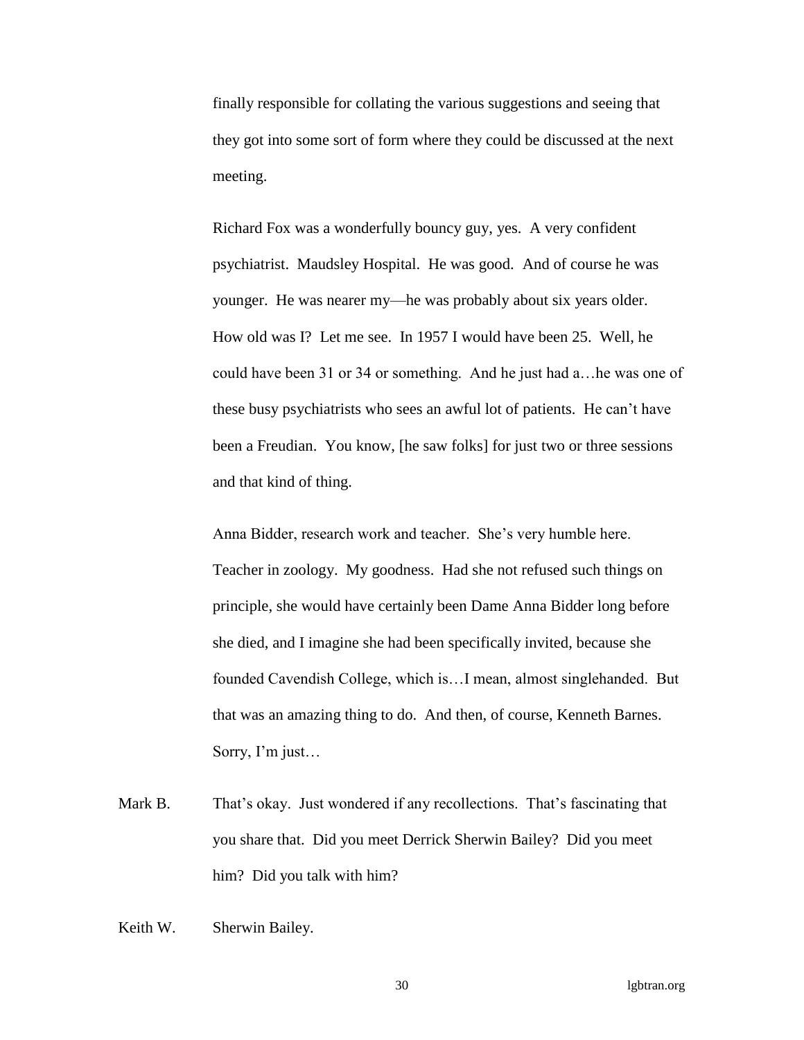finally responsible for collating the various suggestions and seeing that they got into some sort of form where they could be discussed at the next meeting.

Richard Fox was a wonderfully bouncy guy, yes. A very confident psychiatrist. Maudsley Hospital. He was good. And of course he was younger. He was nearer my—he was probably about six years older. How old was I? Let me see. In 1957 I would have been 25. Well, he could have been 31 or 34 or something. And he just had a…he was one of these busy psychiatrists who sees an awful lot of patients. He can't have been a Freudian. You know, [he saw folks] for just two or three sessions and that kind of thing.

Anna Bidder, research work and teacher. She's very humble here. Teacher in zoology. My goodness. Had she not refused such things on principle, she would have certainly been Dame Anna Bidder long before she died, and I imagine she had been specifically invited, because she founded Cavendish College, which is…I mean, almost singlehanded. But that was an amazing thing to do. And then, of course, Kenneth Barnes. Sorry, I'm just…

Mark B. That's okay. Just wondered if any recollections. That's fascinating that you share that. Did you meet Derrick Sherwin Bailey? Did you meet him? Did you talk with him?

Keith W. Sherwin Bailey.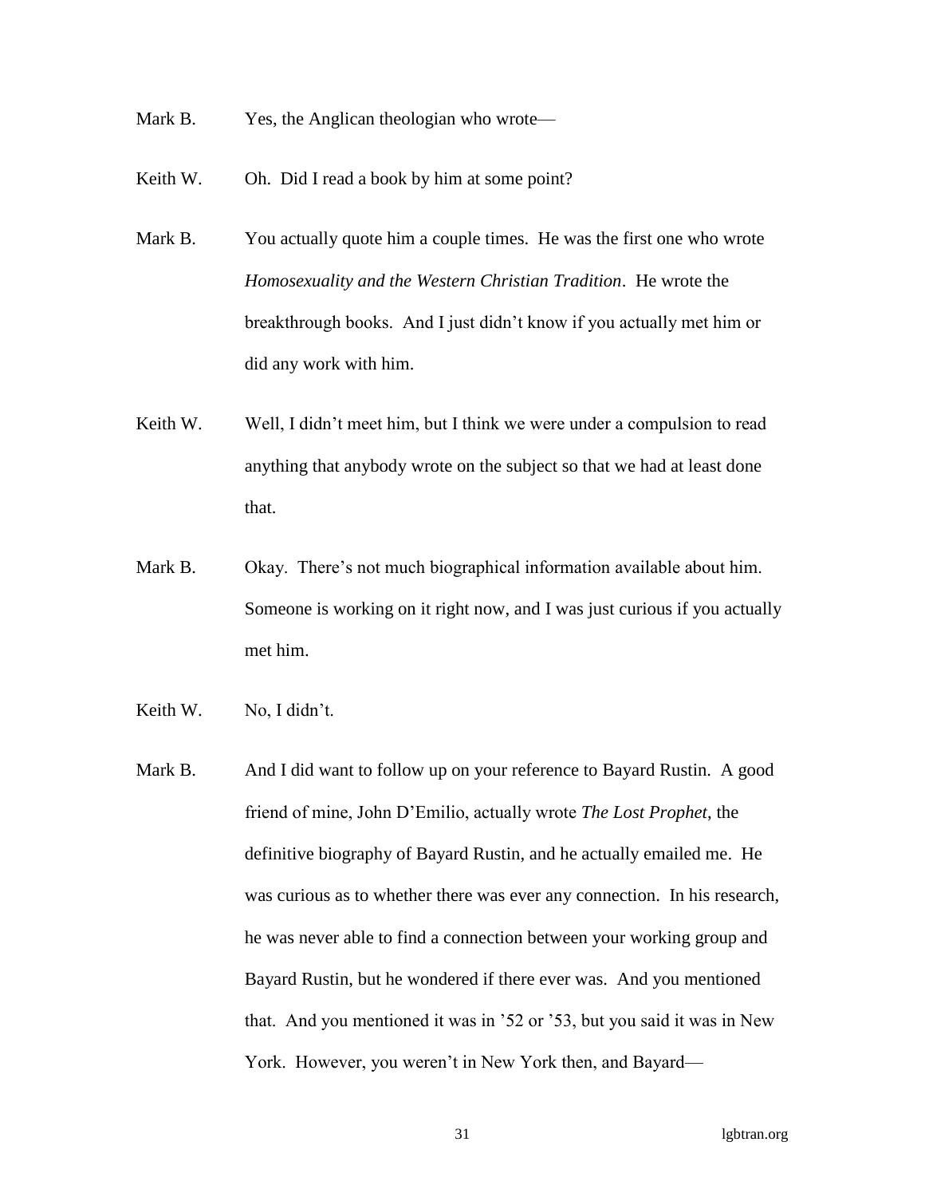Mark B. Yes, the Anglican theologian who wrote—

Keith W. Oh. Did I read a book by him at some point?

Mark B. You actually quote him a couple times. He was the first one who wrote *Homosexuality and the Western Christian Tradition*. He wrote the breakthrough books. And I just didn't know if you actually met him or did any work with him.

Keith W. Well, I didn't meet him, but I think we were under a compulsion to read anything that anybody wrote on the subject so that we had at least done that.

Mark B. Okay. There's not much biographical information available about him. Someone is working on it right now, and I was just curious if you actually met him.

Keith W. No, I didn't.

Mark B. And I did want to follow up on your reference to Bayard Rustin. A good friend of mine, John D'Emilio, actually wrote *The Lost Prophet*, the definitive biography of Bayard Rustin, and he actually emailed me. He was curious as to whether there was ever any connection. In his research, he was never able to find a connection between your working group and Bayard Rustin, but he wondered if there ever was. And you mentioned that. And you mentioned it was in '52 or '53, but you said it was in New York. However, you weren't in New York then, and Bayard—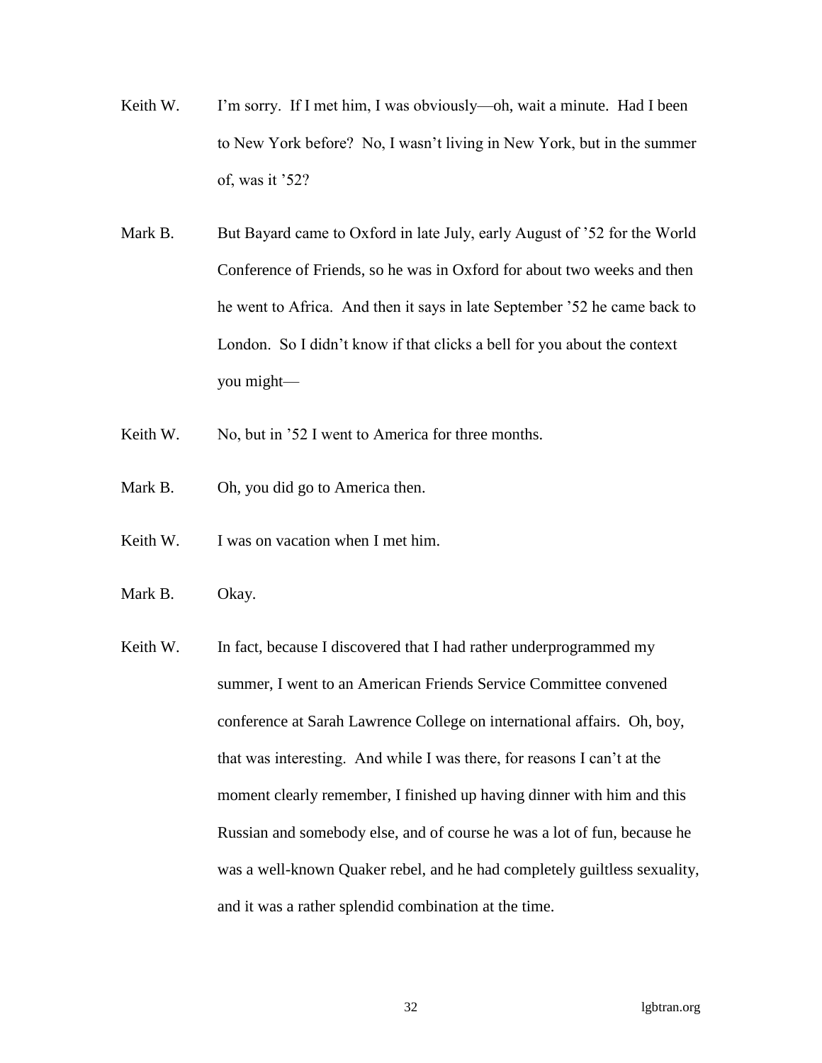Keith W. I'm sorry. If I met him, I was obviously—oh, wait a minute. Had I been to New York before? No, I wasn't living in New York, but in the summer of, was it '52?

Mark B. But Bayard came to Oxford in late July, early August of '52 for the World Conference of Friends, so he was in Oxford for about two weeks and then he went to Africa. And then it says in late September '52 he came back to London. So I didn't know if that clicks a bell for you about the context you might—

Keith W. No, but in '52 I went to America for three months.

Mark B. Oh, you did go to America then.

Keith W. I was on vacation when I met him.

Mark B. Okay.

Keith W. In fact, because I discovered that I had rather underprogrammed my summer, I went to an American Friends Service Committee convened conference at Sarah Lawrence College on international affairs. Oh, boy, that was interesting. And while I was there, for reasons I can't at the moment clearly remember, I finished up having dinner with him and this Russian and somebody else, and of course he was a lot of fun, because he was a well-known Quaker rebel, and he had completely guiltless sexuality, and it was a rather splendid combination at the time.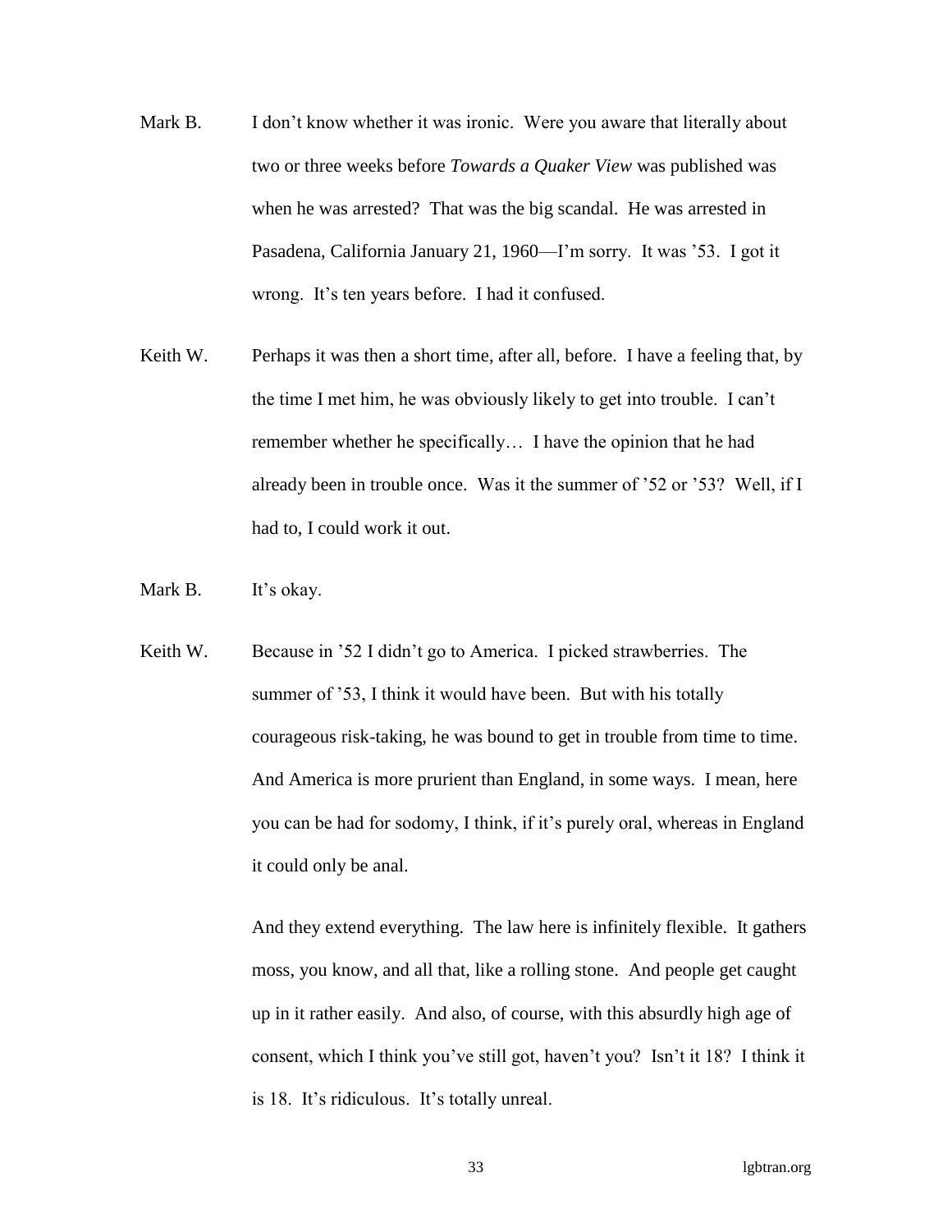Mark B. I don't know whether it was ironic. Were you aware that literally about two or three weeks before *Towards a Quaker View* was published was when he was arrested? That was the big scandal. He was arrested in Pasadena, California January 21, 1960—I'm sorry. It was '53. I got it wrong. It's ten years before. I had it confused.

Keith W. Perhaps it was then a short time, after all, before. I have a feeling that, by the time I met him, he was obviously likely to get into trouble. I can't remember whether he specifically… I have the opinion that he had already been in trouble once. Was it the summer of '52 or '53? Well, if I had to, I could work it out.

Mark B. It's okay.

Keith W. Because in '52 I didn't go to America. I picked strawberries. The summer of '53, I think it would have been. But with his totally courageous risk-taking, he was bound to get in trouble from time to time. And America is more prurient than England, in some ways. I mean, here you can be had for sodomy, I think, if it's purely oral, whereas in England it could only be anal.

And they extend everything. The law here is infinitely flexible. It gathers moss, you know, and all that, like a rolling stone. And people get caught up in it rather easily. And also, of course, with this absurdly high age of consent, which I think you've still got, haven't you? Isn't it 18? I think it is 18. It's ridiculous. It's totally unreal.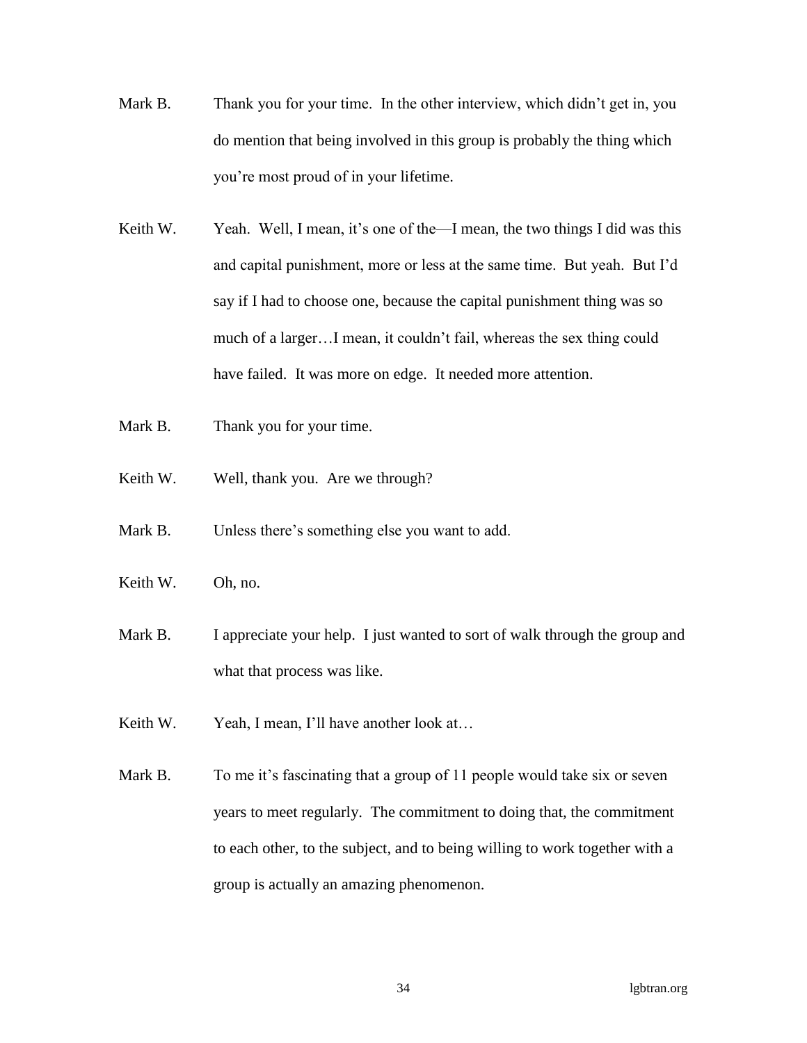Mark B. Thank you for your time. In the other interview, which didn't get in, you do mention that being involved in this group is probably the thing which you're most proud of in your lifetime.

Keith W. Yeah. Well, I mean, it's one of the—I mean, the two things I did was this and capital punishment, more or less at the same time. But yeah. But I'd say if I had to choose one, because the capital punishment thing was so much of a larger…I mean, it couldn't fail, whereas the sex thing could have failed. It was more on edge. It needed more attention.

Mark B. Thank you for your time.

Keith W. Well, thank you. Are we through?

Mark B. Unless there's something else you want to add.

Keith W. Oh, no.

Mark B. I appreciate your help. I just wanted to sort of walk through the group and what that process was like.

Keith W. Yeah, I mean, I'll have another look at…

Mark B. To me it's fascinating that a group of 11 people would take six or seven years to meet regularly. The commitment to doing that, the commitment to each other, to the subject, and to being willing to work together with a group is actually an amazing phenomenon.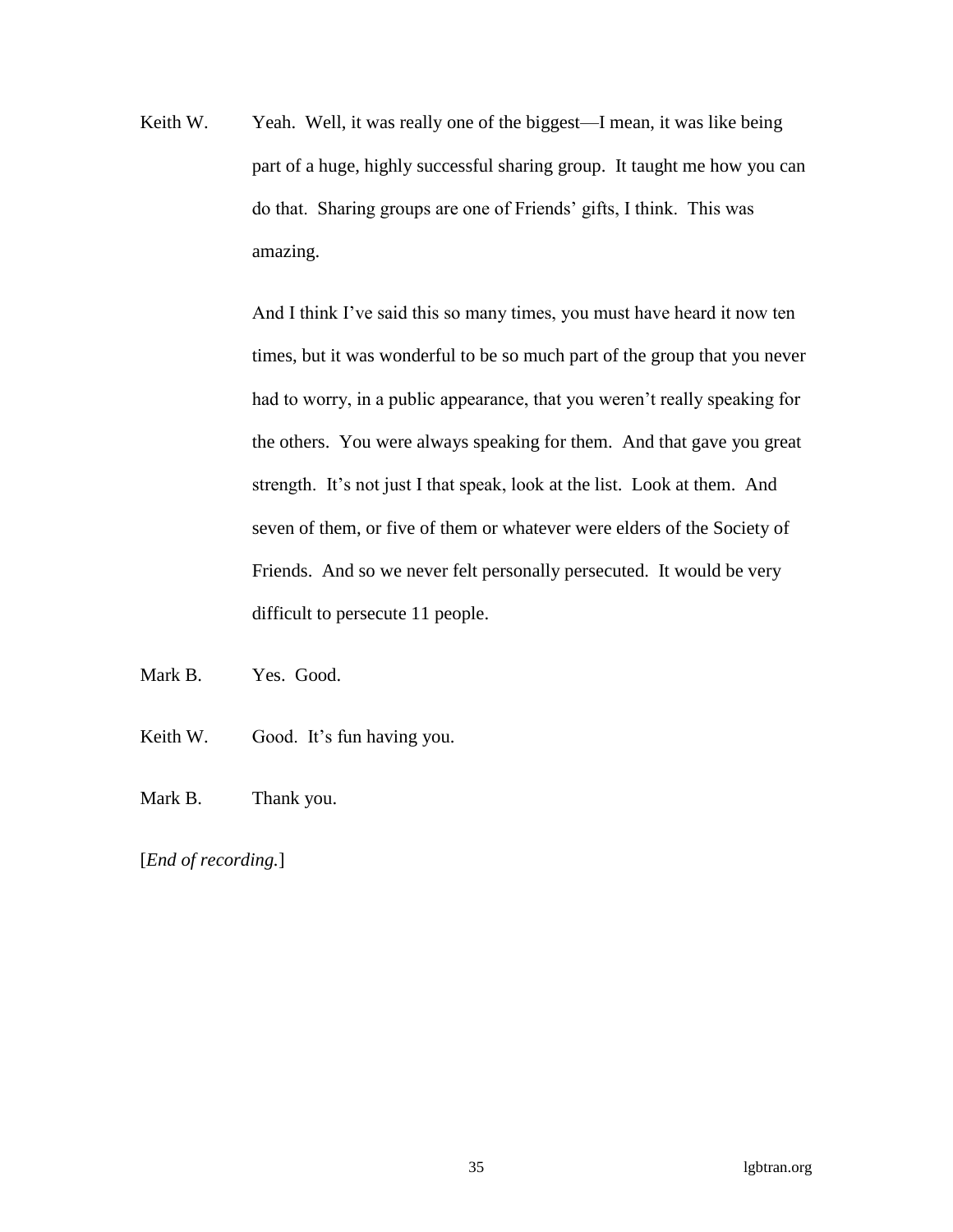Keith W. Yeah. Well, it was really one of the biggest—I mean, it was like being part of a huge, highly successful sharing group. It taught me how you can do that. Sharing groups are one of Friends' gifts, I think. This was amazing.

And I think I've said this so many times, you must have heard it now ten times, but it was wonderful to be so much part of the group that you never had to worry, in a public appearance, that you weren't really speaking for the others. You were always speaking for them. And that gave you great strength. It's not just I that speak, look at the list. Look at them. And seven of them, or five of them or whatever were elders of the Society of Friends. And so we never felt personally persecuted. It would be very difficult to persecute 11 people.

Mark B. Yes. Good.

Keith W. Good. It's fun having you.

Mark B. Thank you.

[*End of recording.*]